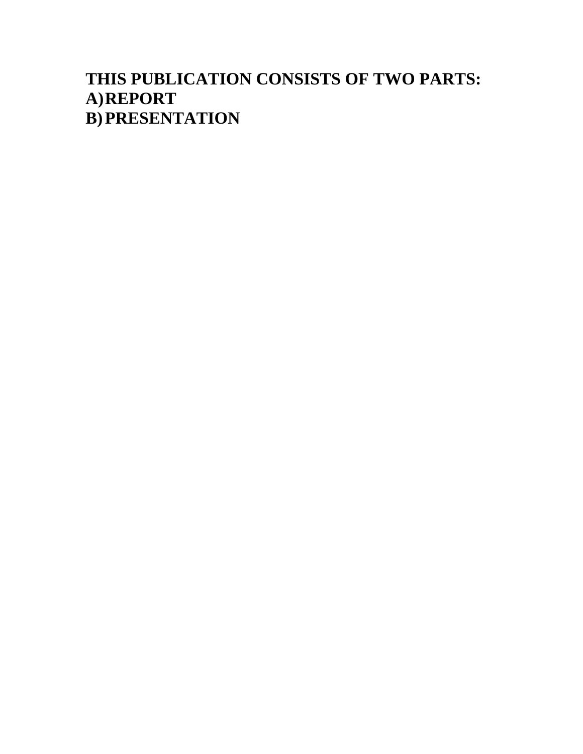**THIS PUBLICATION CONSISTS OF TWO PARTS:**

**A) REPORT**

**B) PRESENTATION**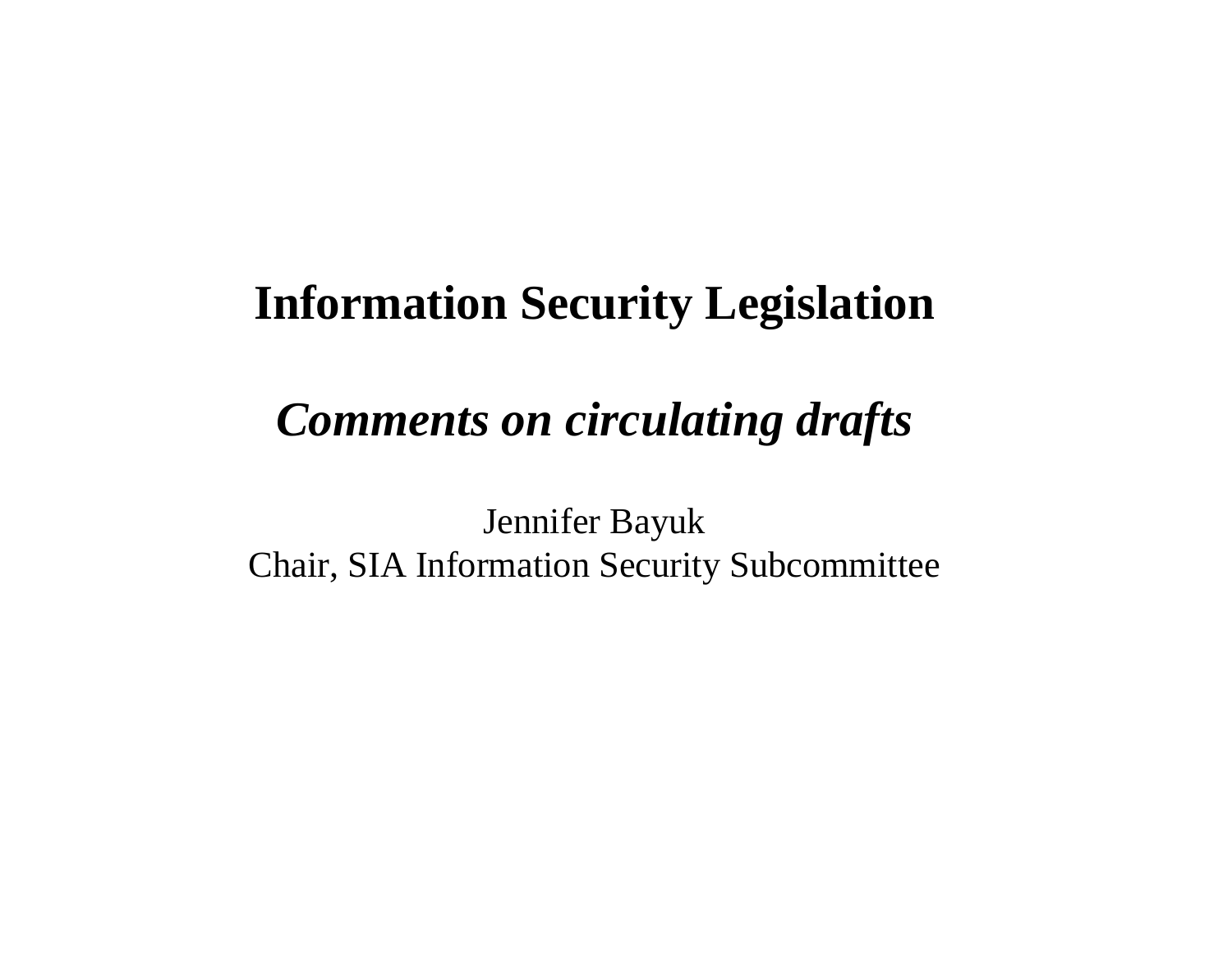# Information Security Legislation

## *Comments on circulating drafts*

Jennifer Bayuk
Chair, SIA Information Security Subcommittee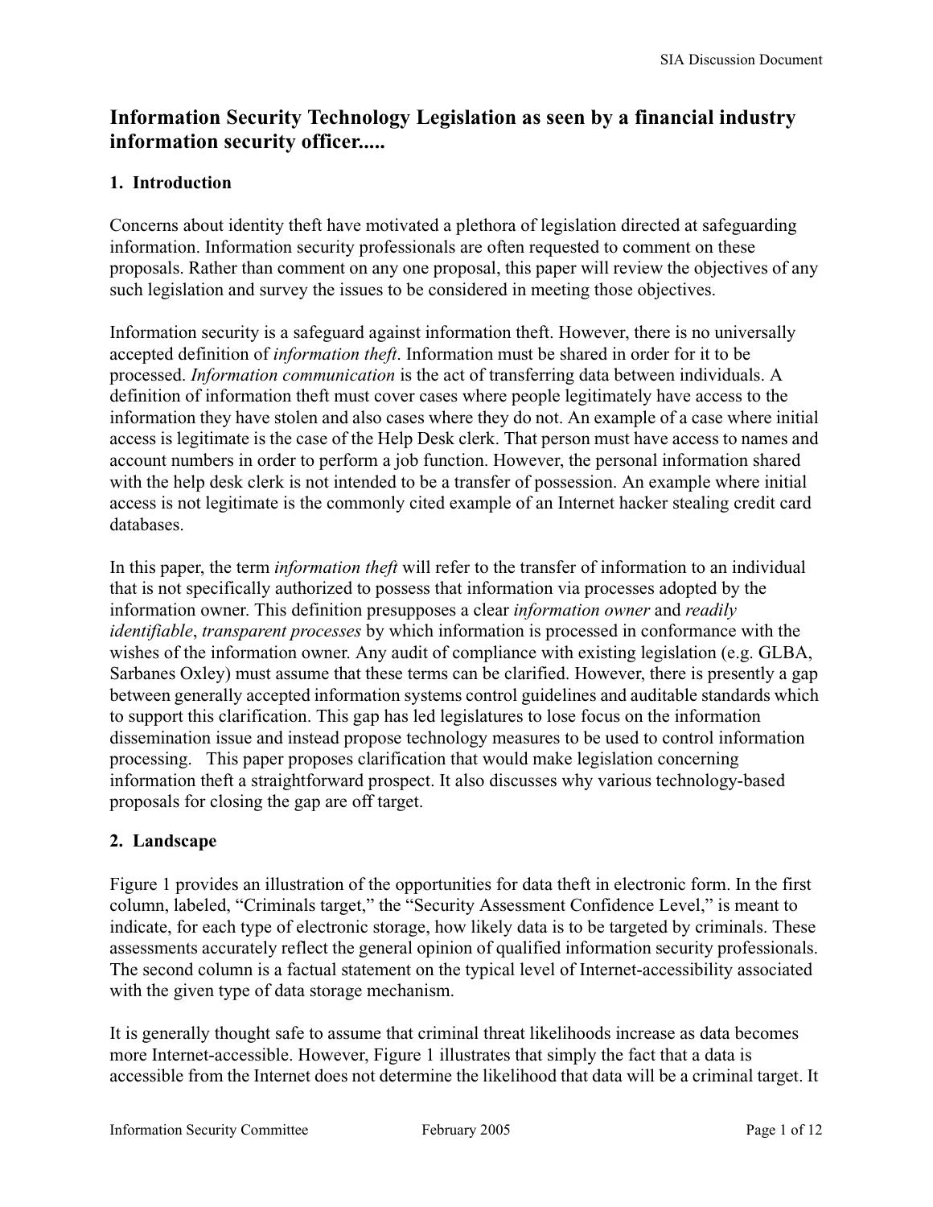# Information Security Technology Legislation as seen by a financial industry information security officer.....

## 1. Introduction

Concerns about identity theft have motivated a plethora of legislation directed at safeguarding information. Information security professionals are often requested to comment on these proposals. Rather than comment on any one proposal, this paper will review the objectives of any such legislation and survey the issues to be considered in meeting those objectives.

Information security is a safeguard against information theft. However, there is no universally accepted definition of *information theft*. Information must be shared in order for it to be processed. *Information communication* is the act of transferring data between individuals. A definition of information theft must cover cases where people legitimately have access to the information they have stolen and also cases where they do not. An example of a case where initial access is legitimate is the case of the Help Desk clerk. That person must have access to names and account numbers in order to perform a job function. However, the personal information shared with the help desk clerk is not intended to be a transfer of possession. An example where initial access is not legitimate is the commonly cited example of an Internet hacker stealing credit card databases.

In this paper, the term *information theft* will refer to the transfer of information to an individual that is not specifically authorized to possess that information via processes adopted by the information owner. This definition presupposes a clear *information owner* and *readily identifiable*, *transparent processes* by which information is processed in conformance with the wishes of the information owner. Any audit of compliance with existing legislation (e.g. GLBA, Sarbanes Oxley) must assume that these terms can be clarified. However, there is presently a gap between generally accepted information systems control guidelines and auditable standards which to support this clarification. This gap has led legislatures to lose focus on the information dissemination issue and instead propose technology measures to be used to control information processing. This paper proposes clarification that would make legislation concerning information theft a straightforward prospect. It also discusses why various technology-based proposals for closing the gap are off target.

## 2. Landscape

Figure 1 provides an illustration of the opportunities for data theft in electronic form. In the first column, labeled, "Criminals target," the "Security Assessment Confidence Level," is meant to indicate, for each type of electronic storage, how likely data is to be targeted by criminals. These assessments accurately reflect the general opinion of qualified information security professionals. The second column is a factual statement on the typical level of Internet-accessibility associated with the given type of data storage mechanism.

It is generally thought safe to assume that criminal threat likelihoods increase as data becomes more Internet-accessible. However, Figure 1 illustrates that simply the fact that a data is accessible from the Internet does not determine the likelihood that data will be a criminal target. It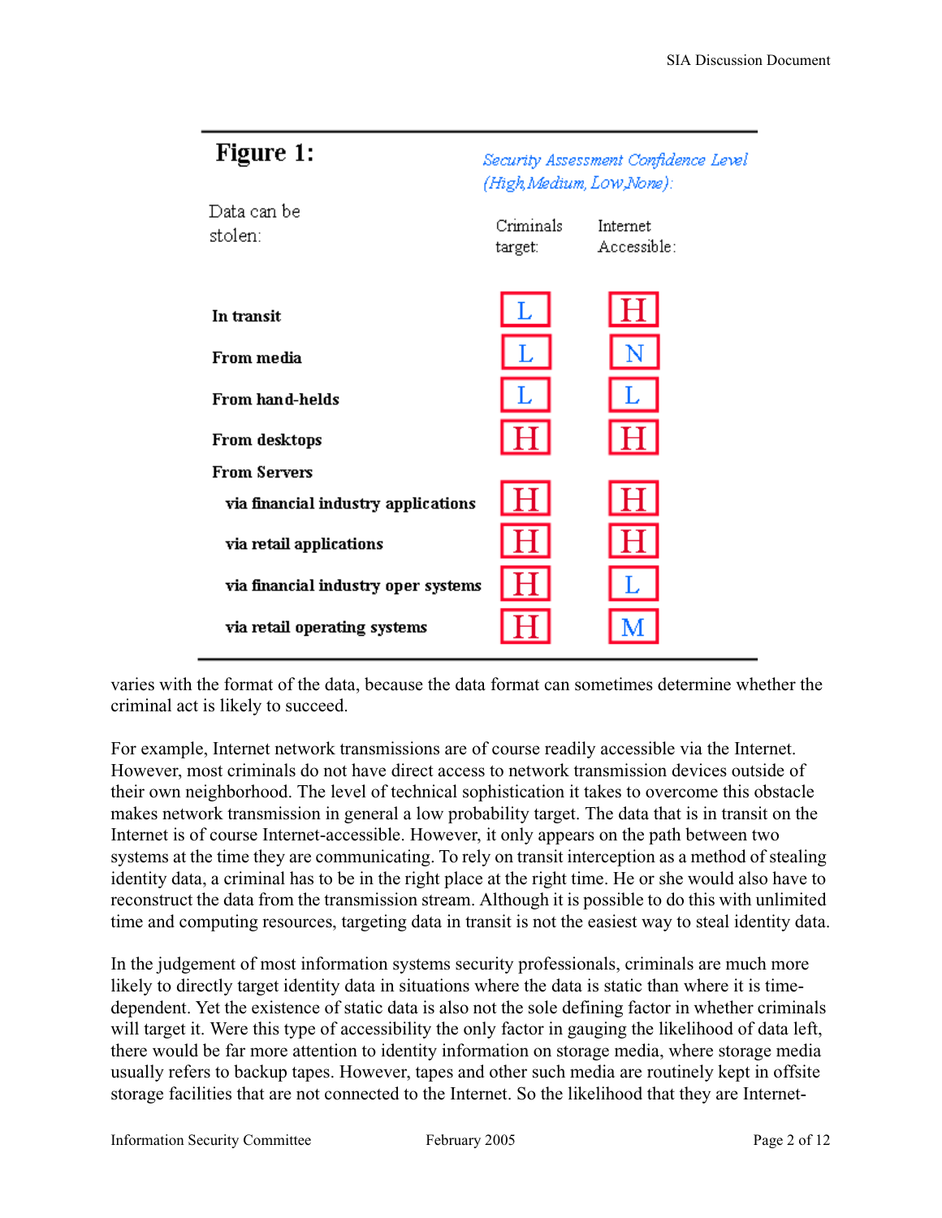**Figure 1:**

| Data can be stolen: | *Security Assessment Confidence Level (High, Medium, Low, None):* Criminals target: | Internet Accessible: |
|---|---|---|
| **In transit** | L | H |
| **From media** | L | N |
| **From hand-helds** | L | L |
| **From desktops** | H | H |
| **From Servers** | | |
| **via financial industry applications** | H | H |
| **via retail applications** | H | H |
| **via financial industry oper systems** | H | L |
| **via retail operating systems** | H | M |

varies with the format of the data, because the data format can sometimes determine whether the criminal act is likely to succeed.

For example, Internet network transmissions are of course readily accessible via the Internet. However, most criminals do not have direct access to network transmission devices outside of their own neighborhood. The level of technical sophistication it takes to overcome this obstacle makes network transmission in general a low probability target. The data that is in transit on the Internet is of course Internet-accessible. However, it only appears on the path between two systems at the time they are communicating. To rely on transit interception as a method of stealing identity data, a criminal has to be in the right place at the right time. He or she would also have to reconstruct the data from the transmission stream. Although it is possible to do this with unlimited time and computing resources, targeting data in transit is not the easiest way to steal identity data.

In the judgement of most information systems security professionals, criminals are much more likely to directly target identity data in situations where the data is static than where it is time-dependent. Yet the existence of static data is also not the sole defining factor in whether criminals will target it. Were this type of accessibility the only factor in gauging the likelihood of data left, there would be far more attention to identity information on storage media, where storage media usually refers to backup tapes. However, tapes and other such media are routinely kept in offsite storage facilities that are not connected to the Internet. So the likelihood that they are Internet-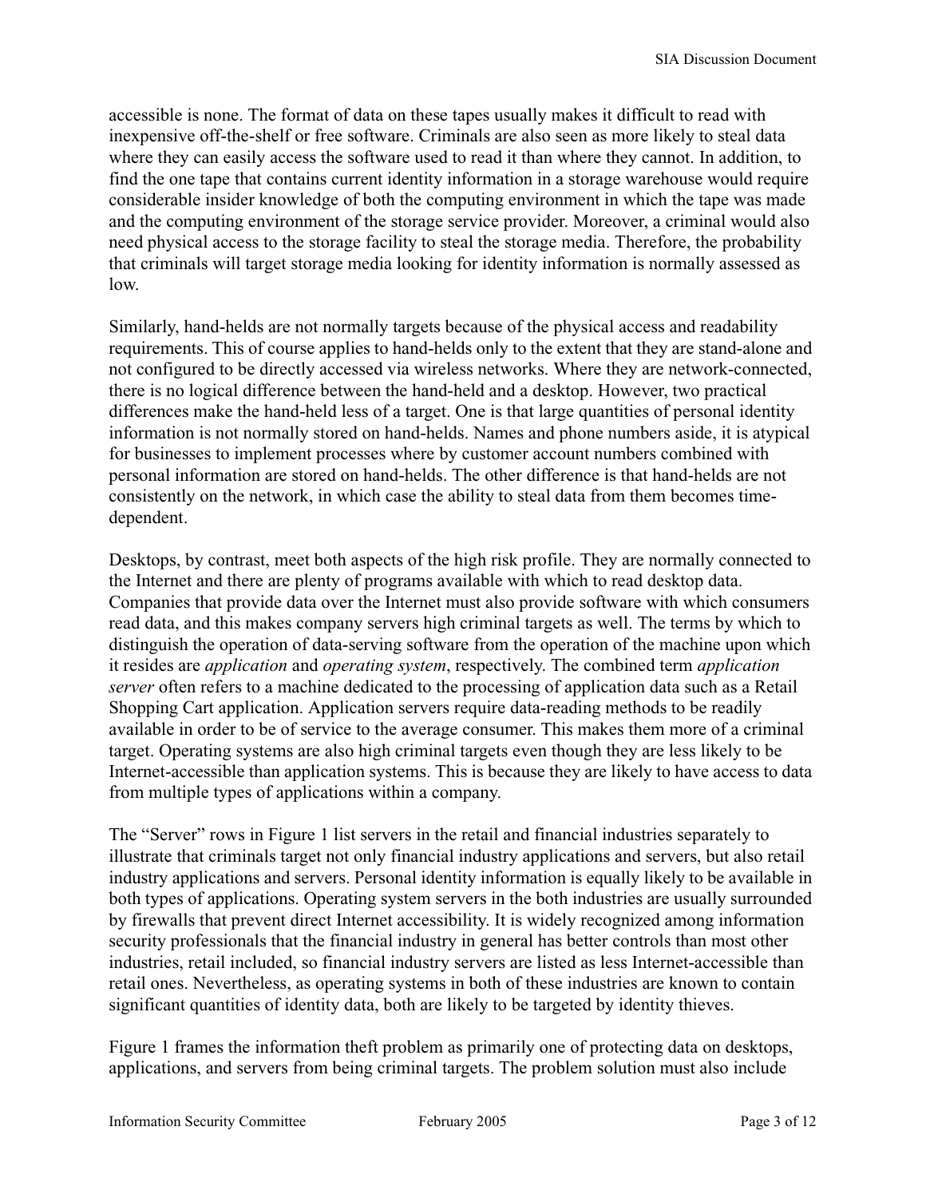accessible is none. The format of data on these tapes usually makes it difficult to read with inexpensive off-the-shelf or free software. Criminals are also seen as more likely to steal data where they can easily access the software used to read it than where they cannot. In addition, to find the one tape that contains current identity information in a storage warehouse would require considerable insider knowledge of both the computing environment in which the tape was made and the computing environment of the storage service provider. Moreover, a criminal would also need physical access to the storage facility to steal the storage media. Therefore, the probability that criminals will target storage media looking for identity information is normally assessed as low.

Similarly, hand-helds are not normally targets because of the physical access and readability requirements. This of course applies to hand-helds only to the extent that they are stand-alone and not configured to be directly accessed via wireless networks. Where they are network-connected, there is no logical difference between the hand-held and a desktop. However, two practical differences make the hand-held less of a target. One is that large quantities of personal identity information is not normally stored on hand-helds. Names and phone numbers aside, it is atypical for businesses to implement processes where by customer account numbers combined with personal information are stored on hand-helds. The other difference is that hand-helds are not consistently on the network, in which case the ability to steal data from them becomes time-dependent.

Desktops, by contrast, meet both aspects of the high risk profile. They are normally connected to the Internet and there are plenty of programs available with which to read desktop data. Companies that provide data over the Internet must also provide software with which consumers read data, and this makes company servers high criminal targets as well. The terms by which to distinguish the operation of data-serving software from the operation of the machine upon which it resides are *application* and *operating system*, respectively. The combined term *application server* often refers to a machine dedicated to the processing of application data such as a Retail Shopping Cart application. Application servers require data-reading methods to be readily available in order to be of service to the average consumer. This makes them more of a criminal target. Operating systems are also high criminal targets even though they are less likely to be Internet-accessible than application systems. This is because they are likely to have access to data from multiple types of applications within a company.

The "Server" rows in Figure 1 list servers in the retail and financial industries separately to illustrate that criminals target not only financial industry applications and servers, but also retail industry applications and servers. Personal identity information is equally likely to be available in both types of applications. Operating system servers in the both industries are usually surrounded by firewalls that prevent direct Internet accessibility. It is widely recognized among information security professionals that the financial industry in general has better controls than most other industries, retail included, so financial industry servers are listed as less Internet-accessible than retail ones. Nevertheless, as operating systems in both of these industries are known to contain significant quantities of identity data, both are likely to be targeted by identity thieves.

Figure 1 frames the information theft problem as primarily one of protecting data on desktops, applications, and servers from being criminal targets. The problem solution must also include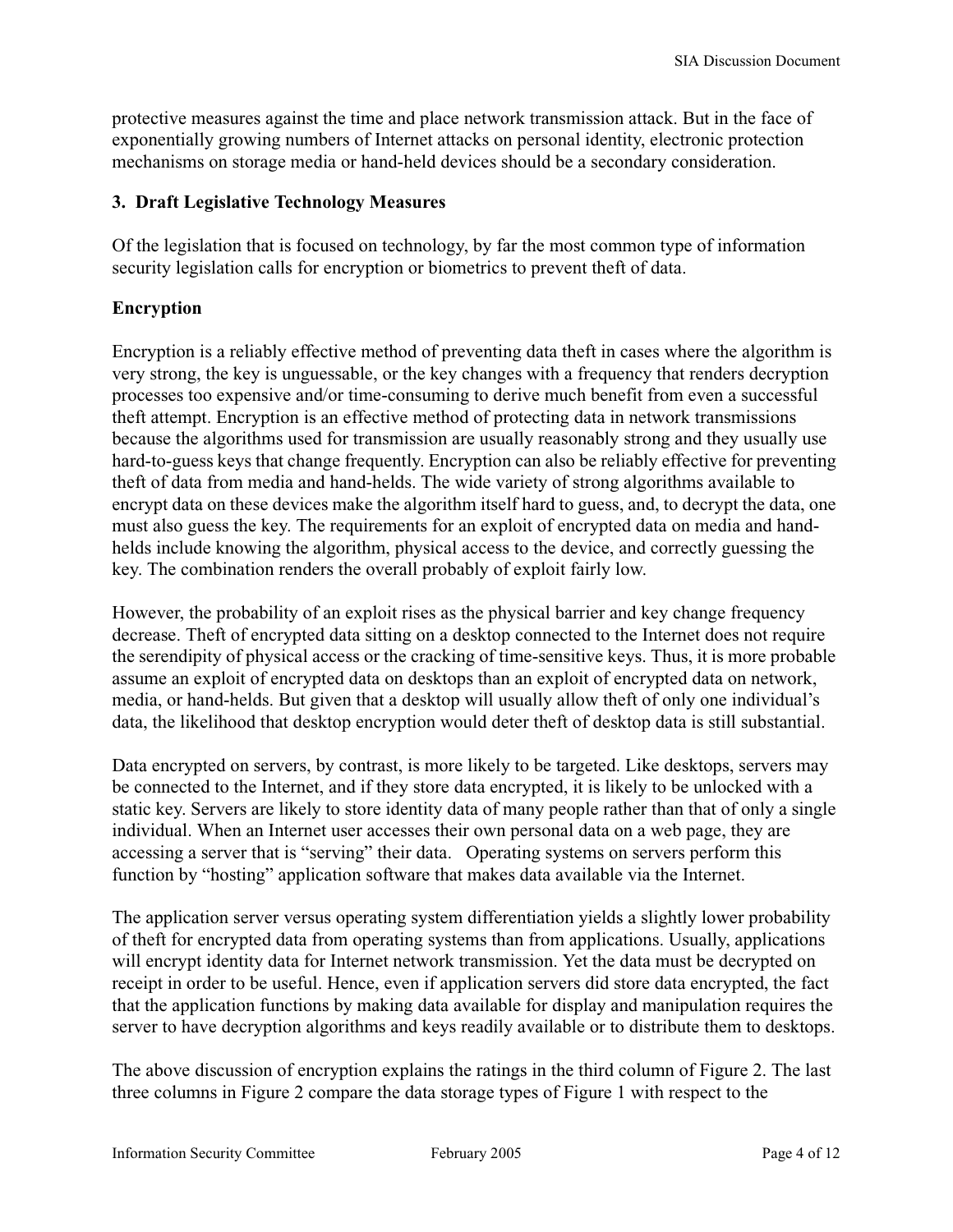protective measures against the time and place network transmission attack. But in the face of exponentially growing numbers of Internet attacks on personal identity, electronic protection mechanisms on storage media or hand-held devices should be a secondary consideration.

### 3. Draft Legislative Technology Measures

Of the legislation that is focused on technology, by far the most common type of information security legislation calls for encryption or biometrics to prevent theft of data.

#### Encryption

Encryption is a reliably effective method of preventing data theft in cases where the algorithm is very strong, the key is unguessable, or the key changes with a frequency that renders decryption processes too expensive and/or time-consuming to derive much benefit from even a successful theft attempt. Encryption is an effective method of protecting data in network transmissions because the algorithms used for transmission are usually reasonably strong and they usually use hard-to-guess keys that change frequently. Encryption can also be reliably effective for preventing theft of data from media and hand-helds. The wide variety of strong algorithms available to encrypt data on these devices make the algorithm itself hard to guess, and, to decrypt the data, one must also guess the key. The requirements for an exploit of encrypted data on media and hand-helds include knowing the algorithm, physical access to the device, and correctly guessing the key. The combination renders the overall probably of exploit fairly low.

However, the probability of an exploit rises as the physical barrier and key change frequency decrease. Theft of encrypted data sitting on a desktop connected to the Internet does not require the serendipity of physical access or the cracking of time-sensitive keys. Thus, it is more probable assume an exploit of encrypted data on desktops than an exploit of encrypted data on network, media, or hand-helds. But given that a desktop will usually allow theft of only one individual's data, the likelihood that desktop encryption would deter theft of desktop data is still substantial.

Data encrypted on servers, by contrast, is more likely to be targeted. Like desktops, servers may be connected to the Internet, and if they store data encrypted, it is likely to be unlocked with a static key. Servers are likely to store identity data of many people rather than that of only a single individual. When an Internet user accesses their own personal data on a web page, they are accessing a server that is "serving" their data. Operating systems on servers perform this function by "hosting" application software that makes data available via the Internet.

The application server versus operating system differentiation yields a slightly lower probability of theft for encrypted data from operating systems than from applications. Usually, applications will encrypt identity data for Internet network transmission. Yet the data must be decrypted on receipt in order to be useful. Hence, even if application servers did store data encrypted, the fact that the application functions by making data available for display and manipulation requires the server to have decryption algorithms and keys readily available or to distribute them to desktops.

The above discussion of encryption explains the ratings in the third column of Figure 2. The last three columns in Figure 2 compare the data storage types of Figure 1 with respect to the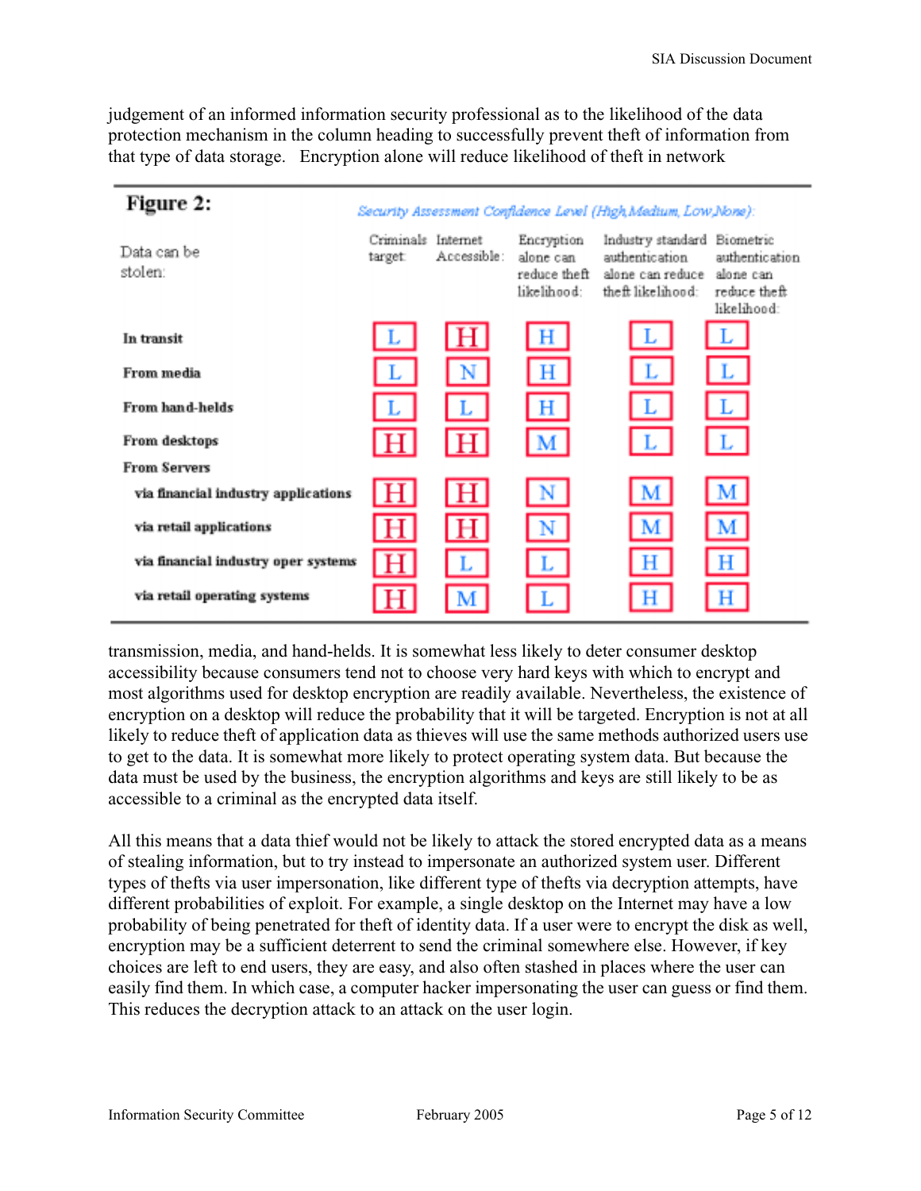judgement of an informed information security professional as to the likelihood of the data protection mechanism in the column heading to successfully prevent theft of information from that type of data storage.   Encryption alone will reduce likelihood of theft in network

**Figure 2:**

*Security Assessment Confidence Level (High, Medium, Low, None):*

| Data can be stolen: | Criminals target: | Internet Accessible: | Encryption alone can reduce theft likelihood: | Industry standard authentication alone can reduce theft likelihood: | Biometric authentication alone can reduce theft likelihood: |
|---|---|---|---|---|---|
| **In transit** | L | H | H | L | L |
| **From media** | L | N | H | L | L |
| **From hand-helds** | L | L | H | L | L |
| **From desktops** | H | H | M | L | L |
| **From Servers** | | | | | |
| **via financial industry applications** | H | H | N | M | M |
| **via retail applications** | H | H | N | M | M |
| **via financial industry oper systems** | H | L | L | H | H |
| **via retail operating systems** | H | M | L | H | H |

transmission, media, and hand-helds. It is somewhat less likely to deter consumer desktop accessibility because consumers tend not to choose very hard keys with which to encrypt and most algorithms used for desktop encryption are readily available. Nevertheless, the existence of encryption on a desktop will reduce the probability that it will be targeted. Encryption is not at all likely to reduce theft of application data as thieves will use the same methods authorized users use to get to the data. It is somewhat more likely to protect operating system data. But because the data must be used by the business, the encryption algorithms and keys are still likely to be as accessible to a criminal as the encrypted data itself.

All this means that a data thief would not be likely to attack the stored encrypted data as a means of stealing information, but to try instead to impersonate an authorized system user. Different types of thefts via user impersonation, like different type of thefts via decryption attempts, have different probabilities of exploit. For example, a single desktop on the Internet may have a low probability of being penetrated for theft of identity data. If a user were to encrypt the disk as well, encryption may be a sufficient deterrent to send the criminal somewhere else. However, if key choices are left to end users, they are easy, and also often stashed in places where the user can easily find them. In which case, a computer hacker impersonating the user can guess or find them. This reduces the decryption attack to an attack on the user login.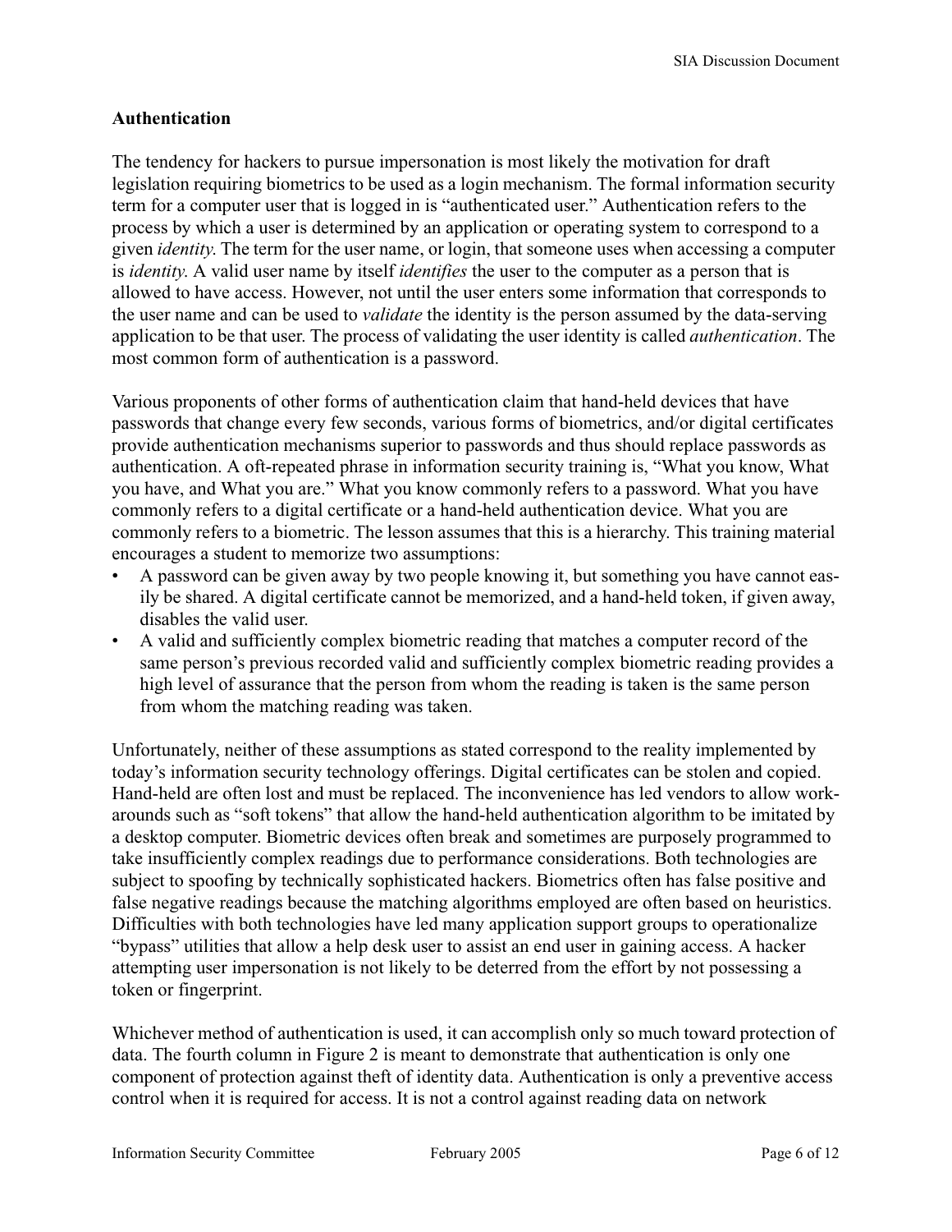### Authentication

The tendency for hackers to pursue impersonation is most likely the motivation for draft legislation requiring biometrics to be used as a login mechanism. The formal information security term for a computer user that is logged in is "authenticated user." Authentication refers to the process by which a user is determined by an application or operating system to correspond to a given *identity*. The term for the user name, or login, that someone uses when accessing a computer is *identity*. A valid user name by itself *identifies* the user to the computer as a person that is allowed to have access. However, not until the user enters some information that corresponds to the user name and can be used to *validate* the identity is the person assumed by the data-serving application to be that user. The process of validating the user identity is called *authentication*. The most common form of authentication is a password.

Various proponents of other forms of authentication claim that hand-held devices that have passwords that change every few seconds, various forms of biometrics, and/or digital certificates provide authentication mechanisms superior to passwords and thus should replace passwords as authentication. A oft-repeated phrase in information security training is, "What you know, What you have, and What you are." What you know commonly refers to a password. What you have commonly refers to a digital certificate or a hand-held authentication device. What you are commonly refers to a biometric. The lesson assumes that this is a hierarchy. This training material encourages a student to memorize two assumptions:

- A password can be given away by two people knowing it, but something you have cannot easily be shared. A digital certificate cannot be memorized, and a hand-held token, if given away, disables the valid user.
- A valid and sufficiently complex biometric reading that matches a computer record of the same person's previous recorded valid and sufficiently complex biometric reading provides a high level of assurance that the person from whom the reading is taken is the same person from whom the matching reading was taken.

Unfortunately, neither of these assumptions as stated correspond to the reality implemented by today's information security technology offerings. Digital certificates can be stolen and copied. Hand-held are often lost and must be replaced. The inconvenience has led vendors to allow work-arounds such as "soft tokens" that allow the hand-held authentication algorithm to be imitated by a desktop computer. Biometric devices often break and sometimes are purposely programmed to take insufficiently complex readings due to performance considerations. Both technologies are subject to spoofing by technically sophisticated hackers. Biometrics often has false positive and false negative readings because the matching algorithms employed are often based on heuristics. Difficulties with both technologies have led many application support groups to operationalize "bypass" utilities that allow a help desk user to assist an end user in gaining access. A hacker attempting user impersonation is not likely to be deterred from the effort by not possessing a token or fingerprint.

Whichever method of authentication is used, it can accomplish only so much toward protection of data. The fourth column in Figure 2 is meant to demonstrate that authentication is only one component of protection against theft of identity data. Authentication is only a preventive access control when it is required for access. It is not a control against reading data on network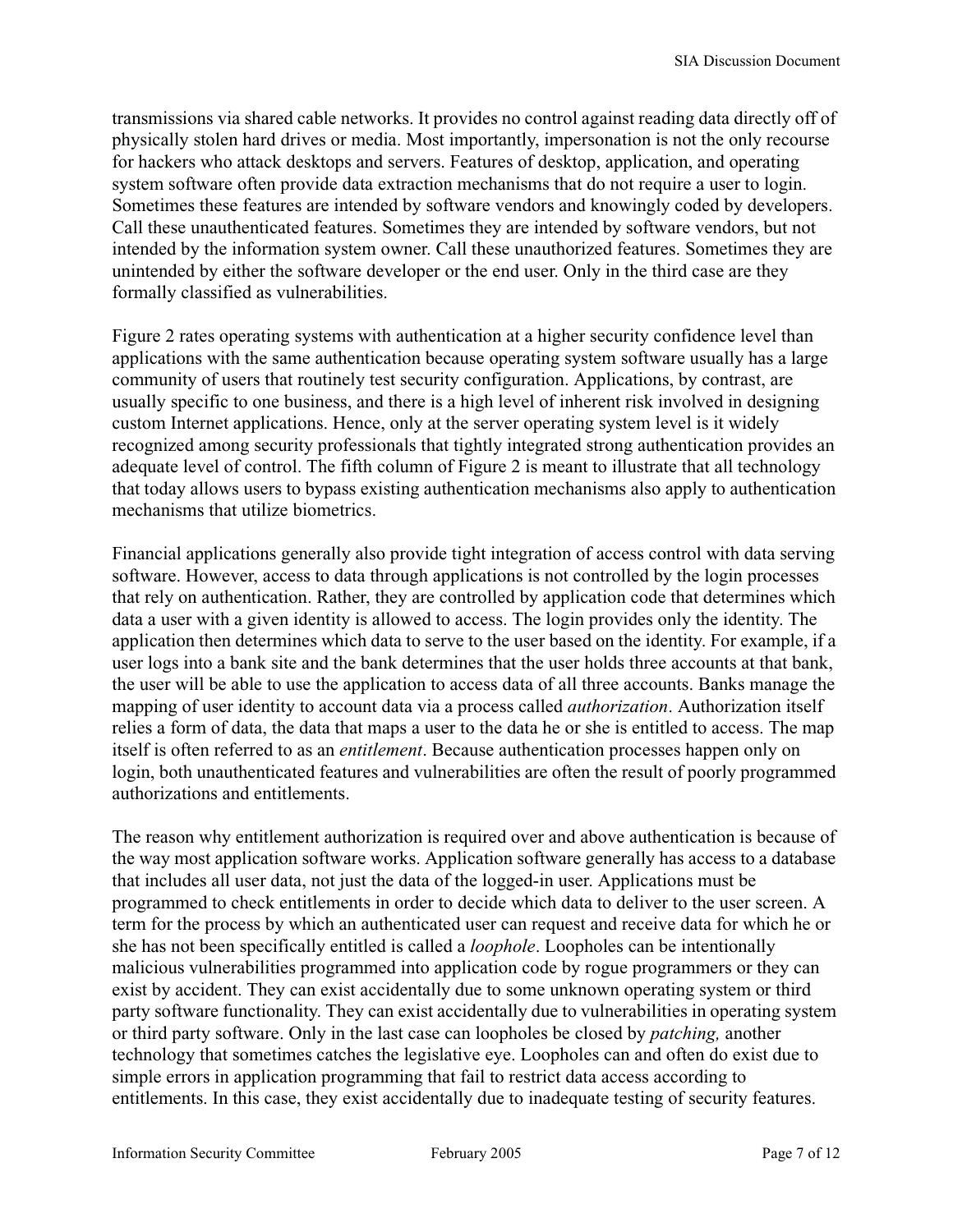transmissions via shared cable networks. It provides no control against reading data directly off of physically stolen hard drives or media. Most importantly, impersonation is not the only recourse for hackers who attack desktops and servers. Features of desktop, application, and operating system software often provide data extraction mechanisms that do not require a user to login. Sometimes these features are intended by software vendors and knowingly coded by developers. Call these unauthenticated features. Sometimes they are intended by software vendors, but not intended by the information system owner. Call these unauthorized features. Sometimes they are unintended by either the software developer or the end user. Only in the third case are they formally classified as vulnerabilities.

Figure 2 rates operating systems with authentication at a higher security confidence level than applications with the same authentication because operating system software usually has a large community of users that routinely test security configuration. Applications, by contrast, are usually specific to one business, and there is a high level of inherent risk involved in designing custom Internet applications. Hence, only at the server operating system level is it widely recognized among security professionals that tightly integrated strong authentication provides an adequate level of control. The fifth column of Figure 2 is meant to illustrate that all technology that today allows users to bypass existing authentication mechanisms also apply to authentication mechanisms that utilize biometrics.

Financial applications generally also provide tight integration of access control with data serving software. However, access to data through applications is not controlled by the login processes that rely on authentication. Rather, they are controlled by application code that determines which data a user with a given identity is allowed to access. The login provides only the identity. The application then determines which data to serve to the user based on the identity. For example, if a user logs into a bank site and the bank determines that the user holds three accounts at that bank, the user will be able to use the application to access data of all three accounts. Banks manage the mapping of user identity to account data via a process called *authorization*. Authorization itself relies a form of data, the data that maps a user to the data he or she is entitled to access. The map itself is often referred to as an *entitlement*. Because authentication processes happen only on login, both unauthenticated features and vulnerabilities are often the result of poorly programmed authorizations and entitlements.

The reason why entitlement authorization is required over and above authentication is because of the way most application software works. Application software generally has access to a database that includes all user data, not just the data of the logged-in user. Applications must be programmed to check entitlements in order to decide which data to deliver to the user screen. A term for the process by which an authenticated user can request and receive data for which he or she has not been specifically entitled is called a *loophole*. Loopholes can be intentionally malicious vulnerabilities programmed into application code by rogue programmers or they can exist by accident. They can exist accidentally due to some unknown operating system or third party software functionality. They can exist accidentally due to vulnerabilities in operating system or third party software. Only in the last case can loopholes be closed by *patching,* another technology that sometimes catches the legislative eye. Loopholes can and often do exist due to simple errors in application programming that fail to restrict data access according to entitlements. In this case, they exist accidentally due to inadequate testing of security features.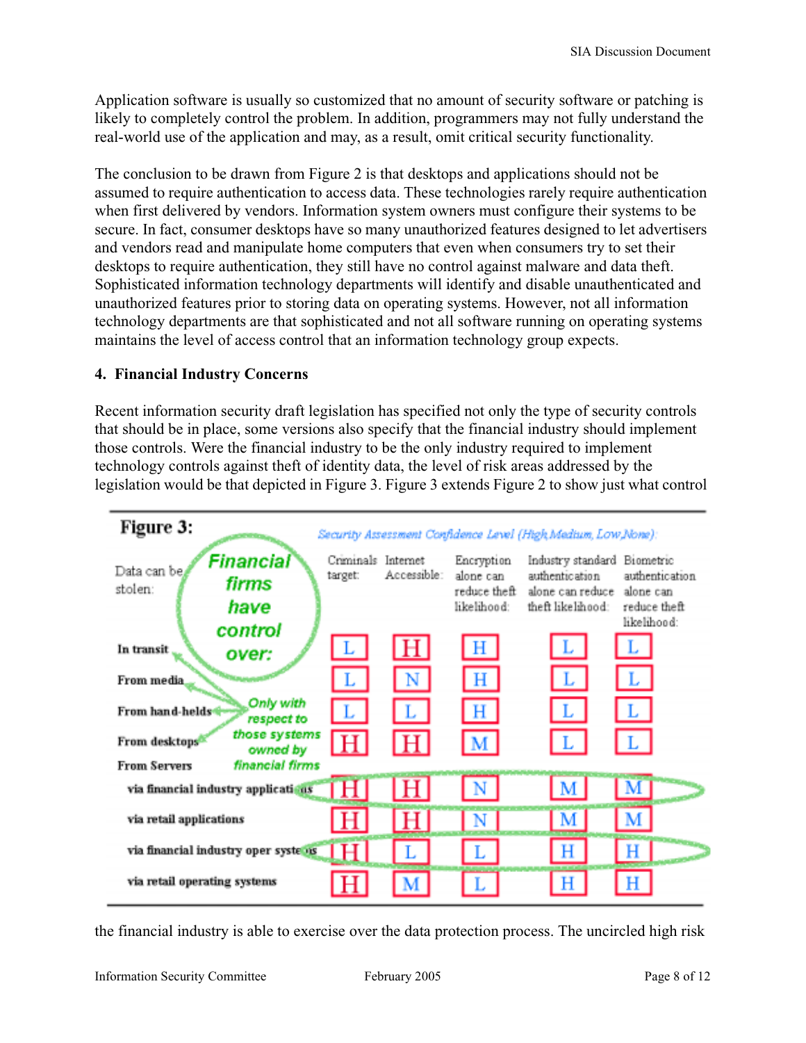Application software is usually so customized that no amount of security software or patching is likely to completely control the problem. In addition, programmers may not fully understand the real-world use of the application and may, as a result, omit critical security functionality.

The conclusion to be drawn from Figure 2 is that desktops and applications should not be assumed to require authentication to access data. These technologies rarely require authentication when first delivered by vendors. Information system owners must configure their systems to be secure. In fact, consumer desktops have so many unauthorized features designed to let advertisers and vendors read and manipulate home computers that even when consumers try to set their desktops to require authentication, they still have no control against malware and data theft. Sophisticated information technology departments will identify and disable unauthenticated and unauthorized features prior to storing data on operating systems. However, not all information technology departments are that sophisticated and not all software running on operating systems maintains the level of access control that an information technology group expects.

**4. Financial Industry Concerns**

Recent information security draft legislation has specified not only the type of security controls that should be in place, some versions also specify that the financial industry should implement those controls. Were the financial industry to be the only industry required to implement technology controls against theft of identity data, the level of risk areas addressed by the legislation would be that depicted in Figure 3. Figure 3 extends Figure 2 to show just what control

**Figure 3:**

*Security Assessment Confidence Level (High, Medium, Low, None):*

*Financial firms have control over:* In transit, From media, From hand-helds, From desktops — *Only with respect to those systems owned by financial firms*; via financial industry applications and via financial industry operating systems (circled).

| Data can be stolen: | Criminals target: | Internet Accessible: | Encryption alone can reduce theft likelihood: | Industry standard authentication alone can reduce theft likelihood: | Biometric authentication alone can reduce theft likelihood: |
|---|---|---|---|---|---|
| **In transit** | L | H | H | L | L |
| **From media** | L | N | H | L | L |
| **From hand-helds** | L | L | H | L | L |
| **From desktops** | H | H | M | L | L |
| **From Servers** | | | | | |
| **via financial industry applications** | H | H | N | M | M |
| **via retail applications** | H | H | N | M | M |
| **via financial industry oper systems** | H | L | L | H | H |
| **via retail operating systems** | H | M | L | H | H |

the financial industry is able to exercise over the data protection process. The uncircled high risk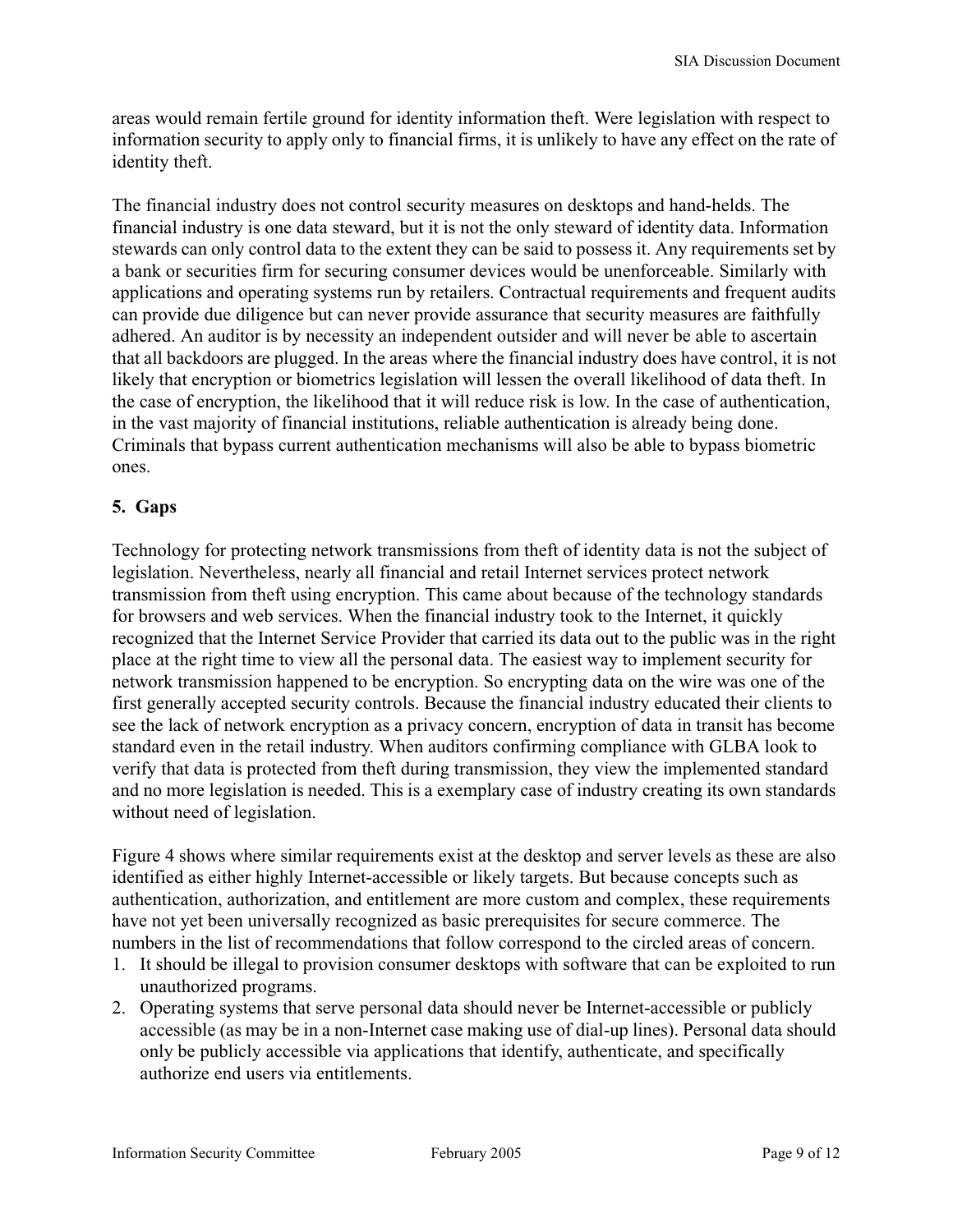areas would remain fertile ground for identity information theft. Were legislation with respect to information security to apply only to financial firms, it is unlikely to have any effect on the rate of identity theft.

The financial industry does not control security measures on desktops and hand-helds. The financial industry is one data steward, but it is not the only steward of identity data. Information stewards can only control data to the extent they can be said to possess it. Any requirements set by a bank or securities firm for securing consumer devices would be unenforceable. Similarly with applications and operating systems run by retailers. Contractual requirements and frequent audits can provide due diligence but can never provide assurance that security measures are faithfully adhered. An auditor is by necessity an independent outsider and will never be able to ascertain that all backdoors are plugged. In the areas where the financial industry does have control, it is not likely that encryption or biometrics legislation will lessen the overall likelihood of data theft. In the case of encryption, the likelihood that it will reduce risk is low. In the case of authentication, in the vast majority of financial institutions, reliable authentication is already being done. Criminals that bypass current authentication mechanisms will also be able to bypass biometric ones.

## 5. Gaps

Technology for protecting network transmissions from theft of identity data is not the subject of legislation. Nevertheless, nearly all financial and retail Internet services protect network transmission from theft using encryption. This came about because of the technology standards for browsers and web services. When the financial industry took to the Internet, it quickly recognized that the Internet Service Provider that carried its data out to the public was in the right place at the right time to view all the personal data. The easiest way to implement security for network transmission happened to be encryption. So encrypting data on the wire was one of the first generally accepted security controls. Because the financial industry educated their clients to see the lack of network encryption as a privacy concern, encryption of data in transit has become standard even in the retail industry. When auditors confirming compliance with GLBA look to verify that data is protected from theft during transmission, they view the implemented standard and no more legislation is needed. This is a exemplary case of industry creating its own standards without need of legislation.

Figure 4 shows where similar requirements exist at the desktop and server levels as these are also identified as either highly Internet-accessible or likely targets. But because concepts such as authentication, authorization, and entitlement are more custom and complex, these requirements have not yet been universally recognized as basic prerequisites for secure commerce. The numbers in the list of recommendations that follow correspond to the circled areas of concern.

1. It should be illegal to provision consumer desktops with software that can be exploited to run unauthorized programs.
2. Operating systems that serve personal data should never be Internet-accessible or publicly accessible (as may be in a non-Internet case making use of dial-up lines). Personal data should only be publicly accessible via applications that identify, authenticate, and specifically authorize end users via entitlements.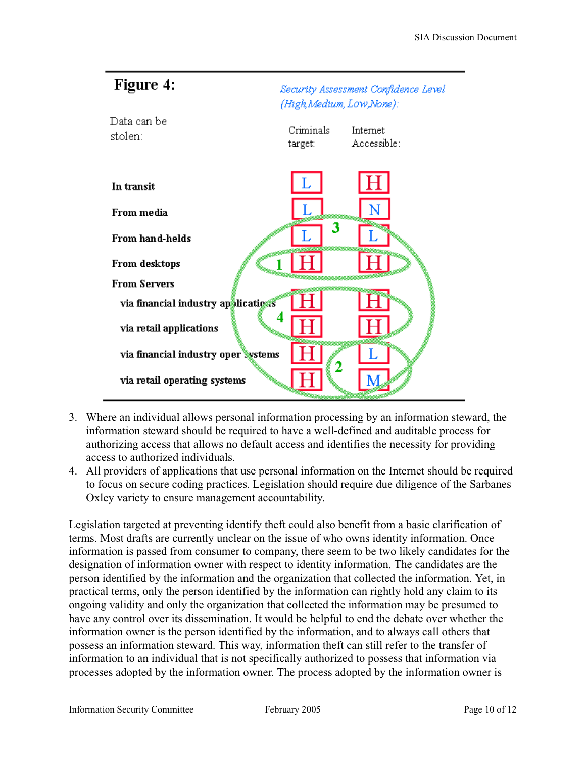**Figure 4:**

Data can be stolen:

*Security Assessment Confidence Level (High, Medium, Low, None):*

| Data can be stolen: | Criminals target: | Internet Accessible: |
|---|---|---|
| **In transit** | L | H |
| **From media** | L | N |
| **From hand-helds** | L | L |
| **From desktops** | H | H |
| **From Servers** | | |
| **via financial industry applications** | H | H |
| **via retail applications** | H | H |
| **via financial industry operating systems** | H | L |
| **via retail operating systems** | H | M |

3. Where an individual allows personal information processing by an information steward, the information steward should be required to have a well-defined and auditable process for authorizing access that allows no default access and identifies the necessity for providing access to authorized individuals.
4. All providers of applications that use personal information on the Internet should be required to focus on secure coding practices. Legislation should require due diligence of the Sarbanes Oxley variety to ensure management accountability.

Legislation targeted at preventing identify theft could also benefit from a basic clarification of terms. Most drafts are currently unclear on the issue of who owns identity information. Once information is passed from consumer to company, there seem to be two likely candidates for the designation of information owner with respect to identity information. The candidates are the person identified by the information and the organization that collected the information. Yet, in practical terms, only the person identified by the information can rightly hold any claim to its ongoing validity and only the organization that collected the information may be presumed to have any control over its dissemination. It would be helpful to end the debate over whether the information owner is the person identified by the information, and to always call others that possess an information steward. This way, information theft can still refer to the transfer of information to an individual that is not specifically authorized to possess that information via processes adopted by the information owner. The process adopted by the information owner is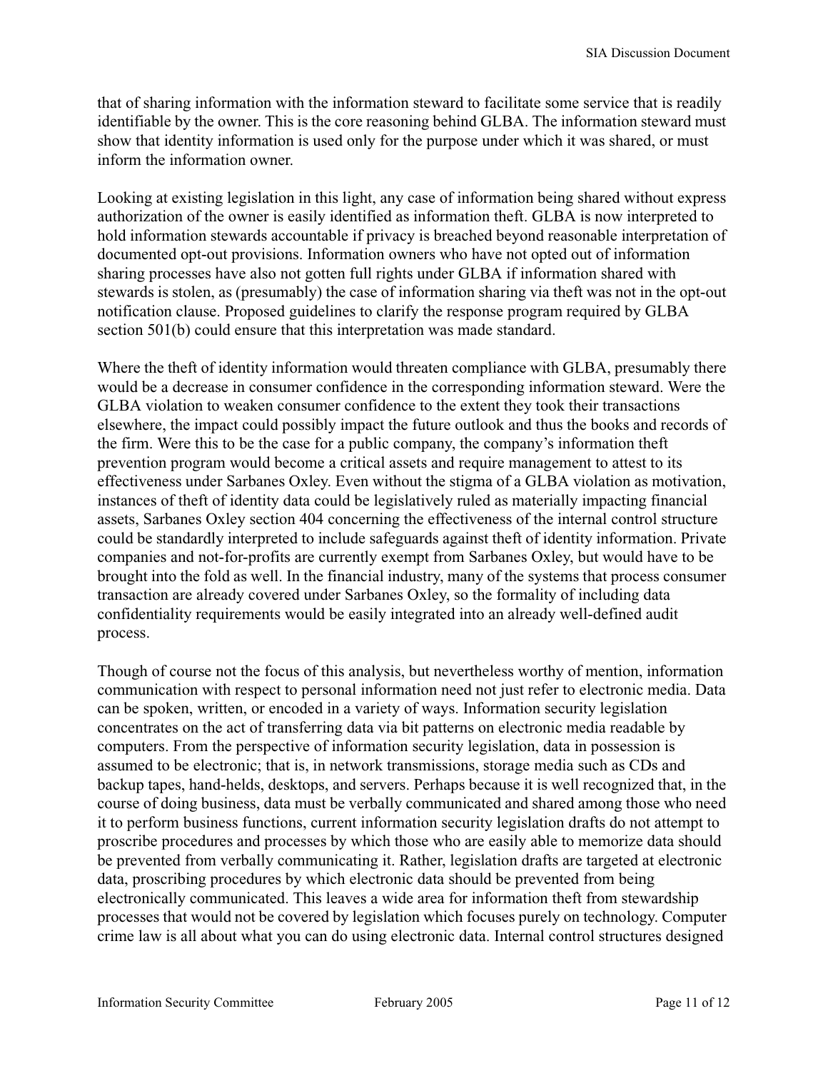that of sharing information with the information steward to facilitate some service that is readily identifiable by the owner. This is the core reasoning behind GLBA. The information steward must show that identity information is used only for the purpose under which it was shared, or must inform the information owner.

Looking at existing legislation in this light, any case of information being shared without express authorization of the owner is easily identified as information theft. GLBA is now interpreted to hold information stewards accountable if privacy is breached beyond reasonable interpretation of documented opt-out provisions. Information owners who have not opted out of information sharing processes have also not gotten full rights under GLBA if information shared with stewards is stolen, as (presumably) the case of information sharing via theft was not in the opt-out notification clause. Proposed guidelines to clarify the response program required by GLBA section 501(b) could ensure that this interpretation was made standard.

Where the theft of identity information would threaten compliance with GLBA, presumably there would be a decrease in consumer confidence in the corresponding information steward. Were the GLBA violation to weaken consumer confidence to the extent they took their transactions elsewhere, the impact could possibly impact the future outlook and thus the books and records of the firm. Were this to be the case for a public company, the company's information theft prevention program would become a critical assets and require management to attest to its effectiveness under Sarbanes Oxley. Even without the stigma of a GLBA violation as motivation, instances of theft of identity data could be legislatively ruled as materially impacting financial assets, Sarbanes Oxley section 404 concerning the effectiveness of the internal control structure could be standardly interpreted to include safeguards against theft of identity information. Private companies and not-for-profits are currently exempt from Sarbanes Oxley, but would have to be brought into the fold as well. In the financial industry, many of the systems that process consumer transaction are already covered under Sarbanes Oxley, so the formality of including data confidentiality requirements would be easily integrated into an already well-defined audit process.

Though of course not the focus of this analysis, but nevertheless worthy of mention, information communication with respect to personal information need not just refer to electronic media. Data can be spoken, written, or encoded in a variety of ways. Information security legislation concentrates on the act of transferring data via bit patterns on electronic media readable by computers. From the perspective of information security legislation, data in possession is assumed to be electronic; that is, in network transmissions, storage media such as CDs and backup tapes, hand-helds, desktops, and servers. Perhaps because it is well recognized that, in the course of doing business, data must be verbally communicated and shared among those who need it to perform business functions, current information security legislation drafts do not attempt to proscribe procedures and processes by which those who are easily able to memorize data should be prevented from verbally communicating it. Rather, legislation drafts are targeted at electronic data, proscribing procedures by which electronic data should be prevented from being electronically communicated. This leaves a wide area for information theft from stewardship processes that would not be covered by legislation which focuses purely on technology. Computer crime law is all about what you can do using electronic data. Internal control structures designed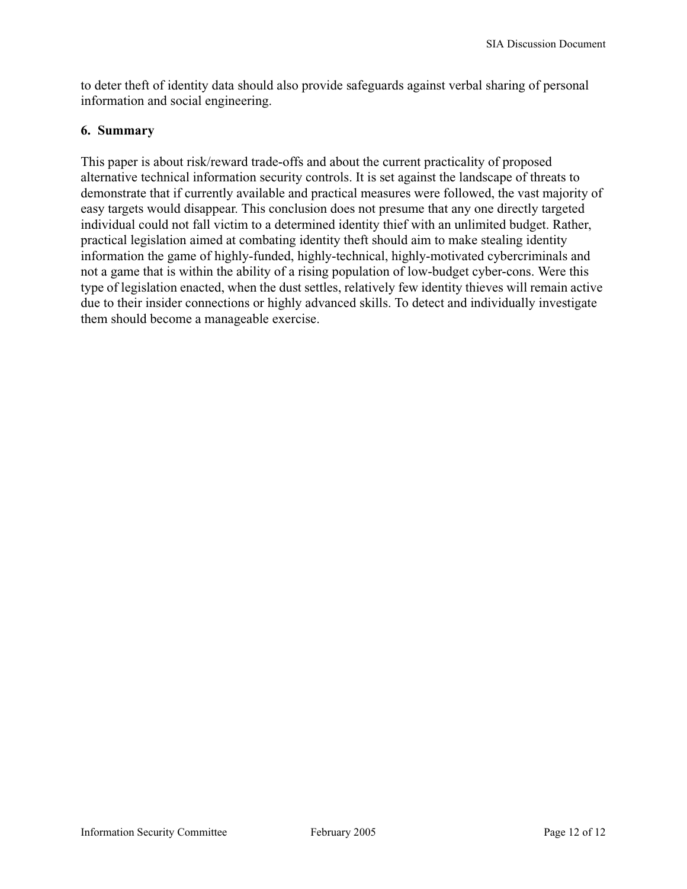to deter theft of identity data should also provide safeguards against verbal sharing of personal information and social engineering.

## 6. Summary

This paper is about risk/reward trade-offs and about the current practicality of proposed alternative technical information security controls. It is set against the landscape of threats to demonstrate that if currently available and practical measures were followed, the vast majority of easy targets would disappear. This conclusion does not presume that any one directly targeted individual could not fall victim to a determined identity thief with an unlimited budget. Rather, practical legislation aimed at combating identity theft should aim to make stealing identity information the game of highly-funded, highly-technical, highly-motivated cybercriminals and not a game that is within the ability of a rising population of low-budget cyber-cons. Were this type of legislation enacted, when the dust settles, relatively few identity thieves will remain active due to their insider connections or highly advanced skills. To detect and individually investigate them should become a manageable exercise.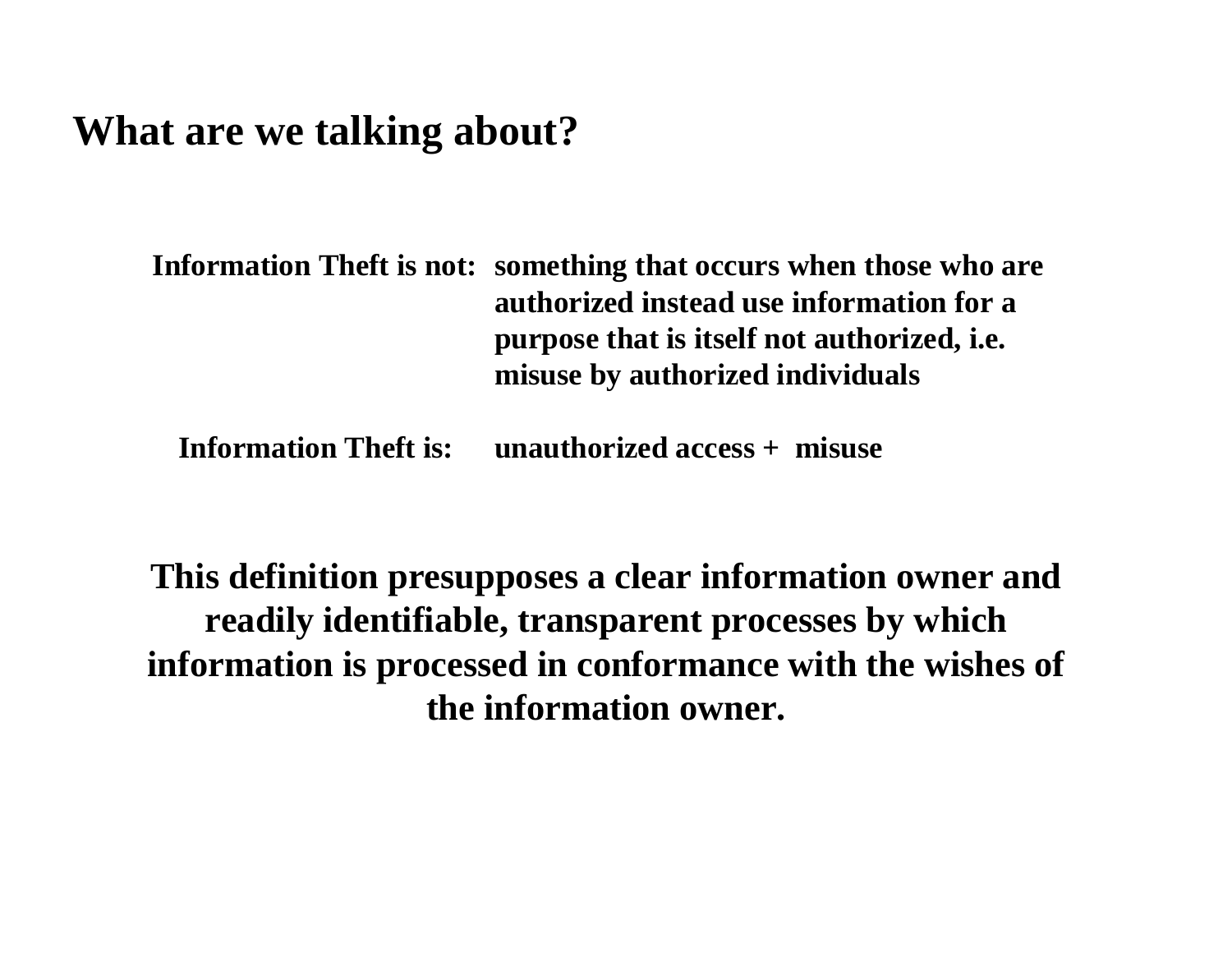## What are we talking about?

**Information Theft is not:** something that occurs when those who are authorized instead use information for a purpose that is itself not authorized, i.e. misuse by authorized individuals

**Information Theft is:** unauthorized access + misuse

**This definition presupposes a clear information owner and readily identifiable, transparent processes by which information is processed in conformance with the wishes of the information owner.**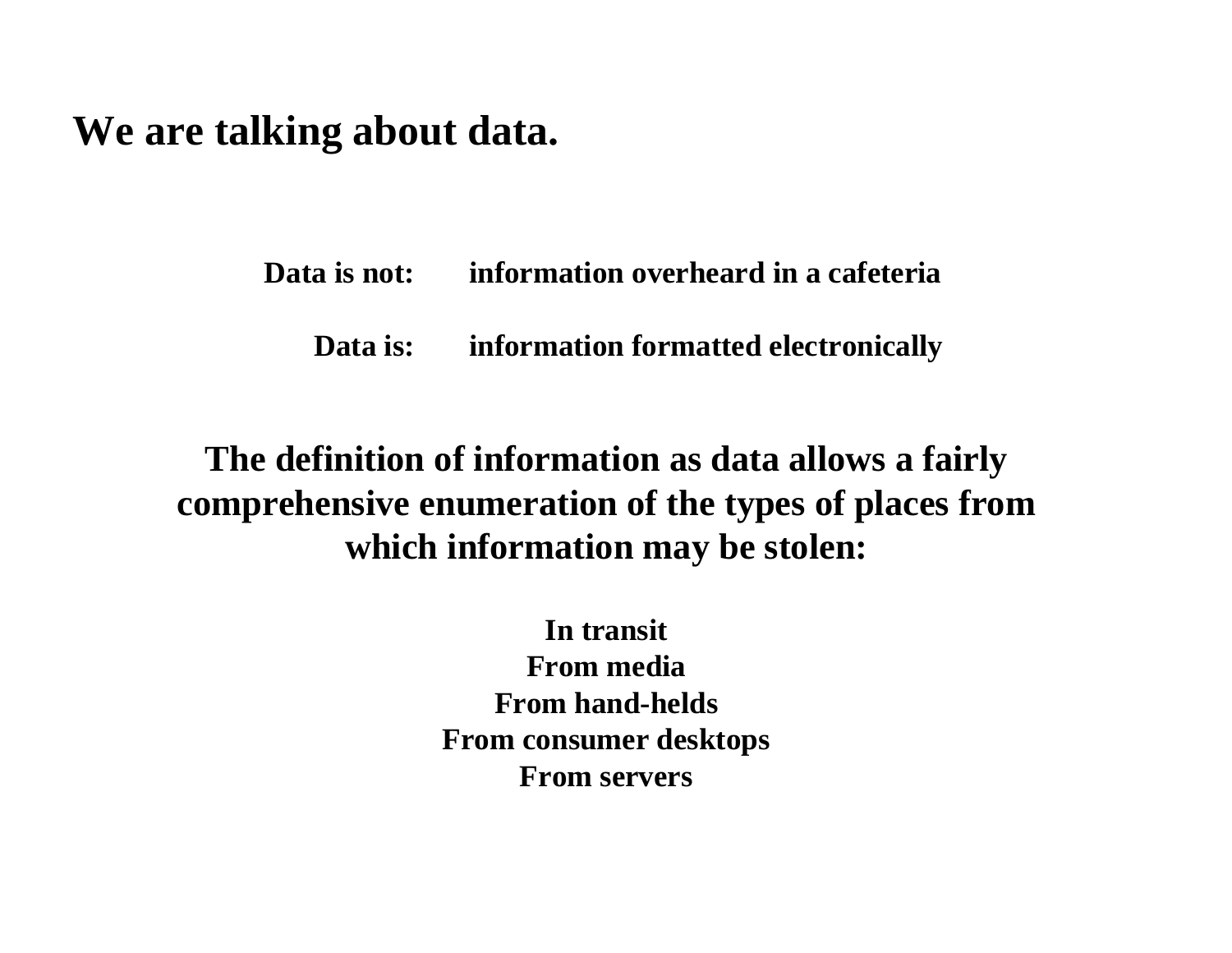## We are talking about data.

**Data is not:** information overheard in a cafeteria

**Data is:** information formatted electronically

**The definition of information as data allows a fairly comprehensive enumeration of the types of places from which information may be stolen:**

**In transit**
**From media**
**From hand-helds**
**From consumer desktops**
**From servers**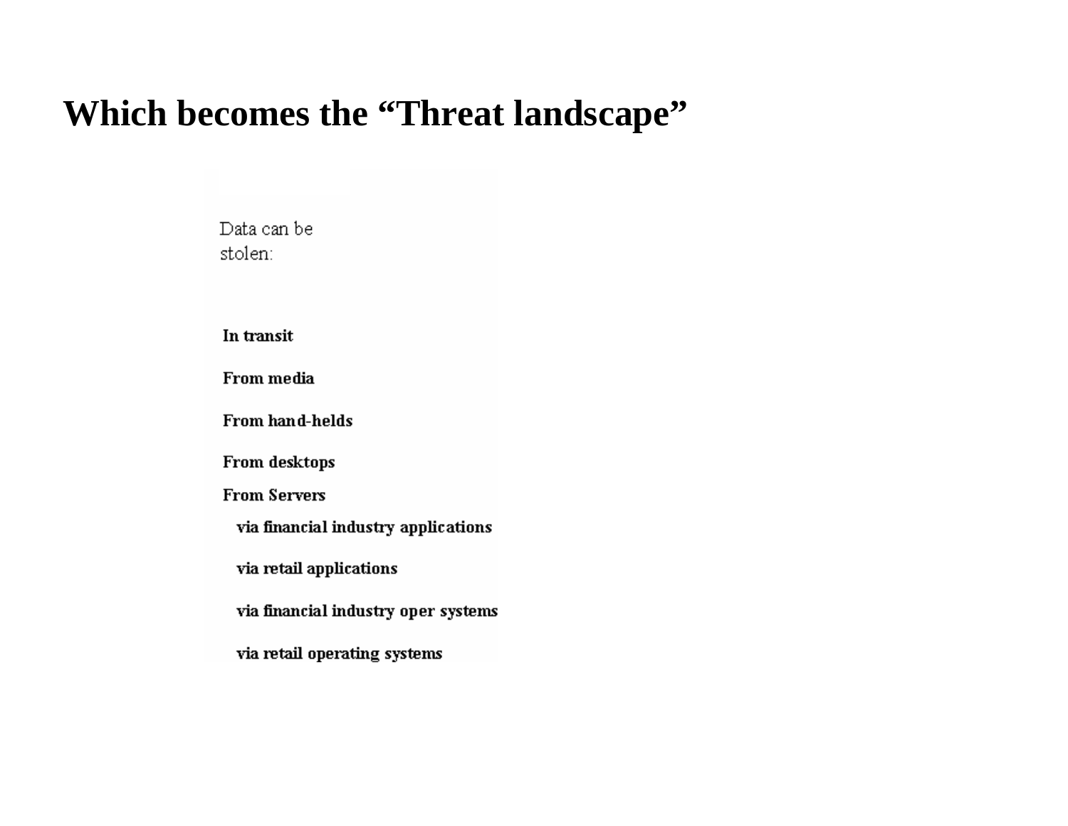# Which becomes the “Threat landscape”

Data can be stolen:

- **In transit**
- **From media**
- **From hand-helds**
- **From desktops**
- **From Servers**
  - **via financial industry applications**
  - **via retail applications**
  - **via financial industry oper systems**
  - **via retail operating systems**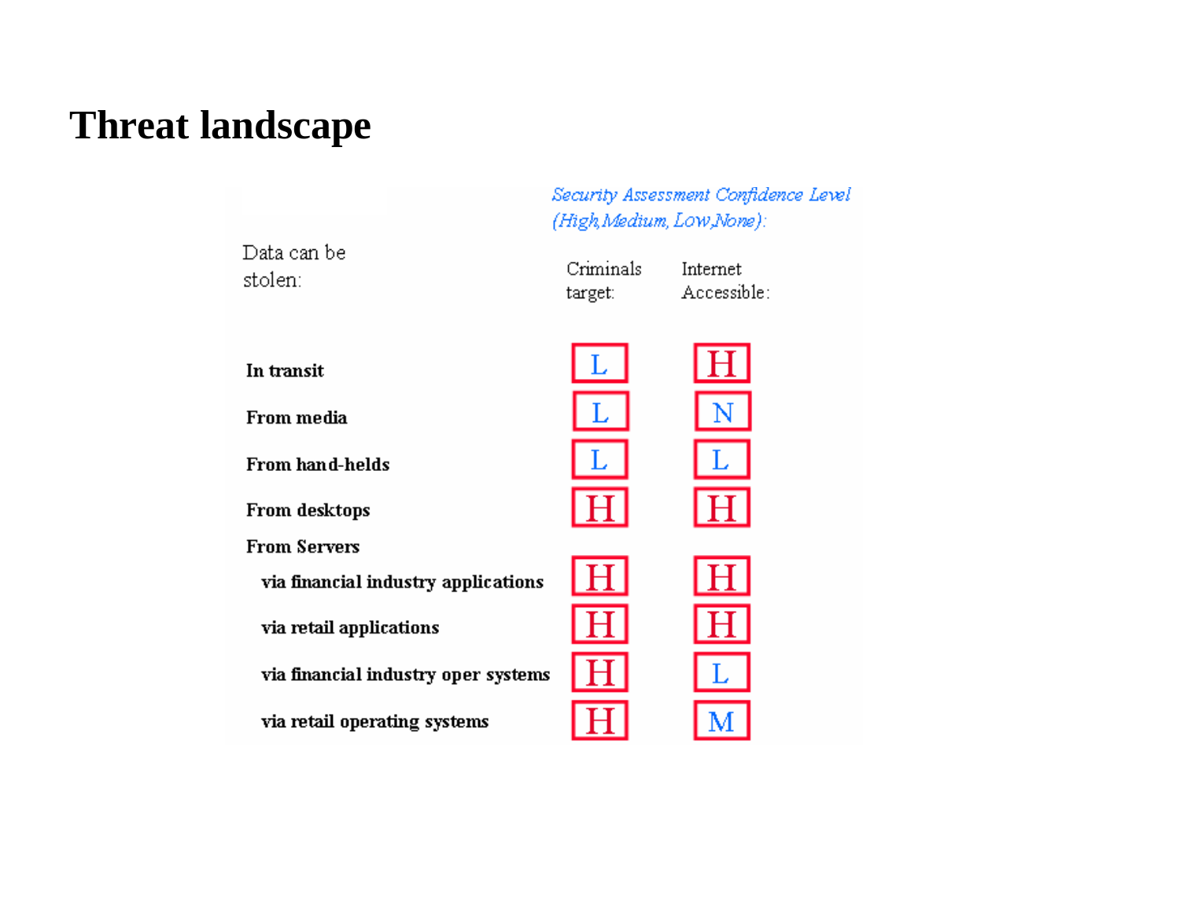# Threat landscape

| Data can be stolen: | *Security Assessment Confidence Level (High, Medium, Low, None):* | |
|---|---|---|
| | Criminals target: | Internet Accessible: |
| **In transit** | L | H |
| **From media** | L | N |
| **From hand-helds** | L | L |
| **From desktops** | H | H |
| **From Servers** | | |
| **via financial industry applications** | H | H |
| **via retail applications** | H | H |
| **via financial industry oper systems** | H | L |
| **via retail operating systems** | H | M |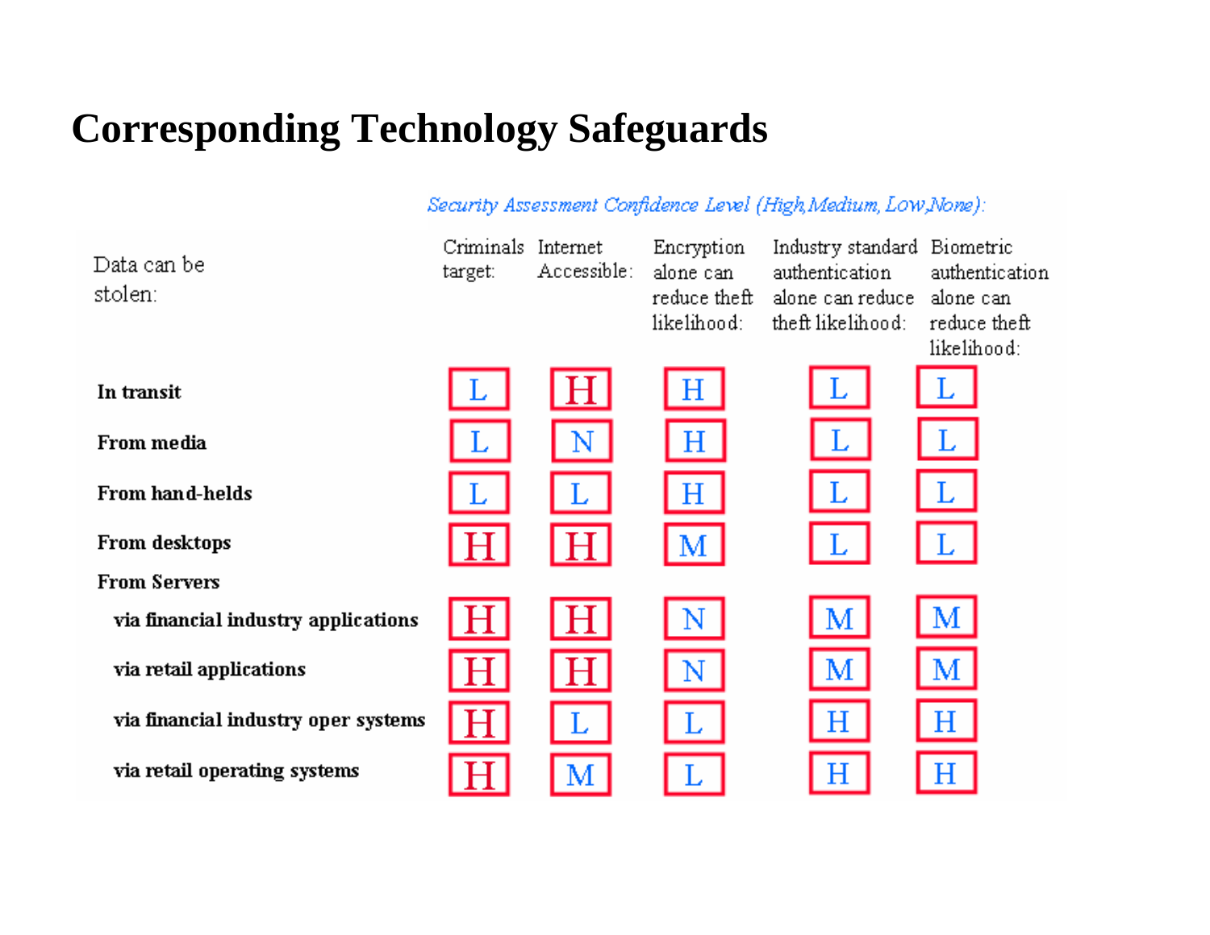# Corresponding Technology Safeguards

*Security Assessment Confidence Level (High, Medium, Low, None):*

| Data can be stolen: | Criminals target: | Internet Accessible: | Encryption alone can reduce theft likelihood: | Industry standard authentication alone can reduce theft likelihood: | Biometric authentication alone can reduce theft likelihood: |
|---|---|---|---|---|---|
| **In transit** | L | H | H | L | L |
| **From media** | L | N | H | L | L |
| **From hand-helds** | L | L | H | L | L |
| **From desktops** | H | H | M | L | L |
| **From Servers** | | | | | |
| **via financial industry applications** | H | H | N | M | M |
| **via retail applications** | H | H | N | M | M |
| **via financial industry oper systems** | H | L | L | H | H |
| **via retail operating systems** | H | M | L | H | H |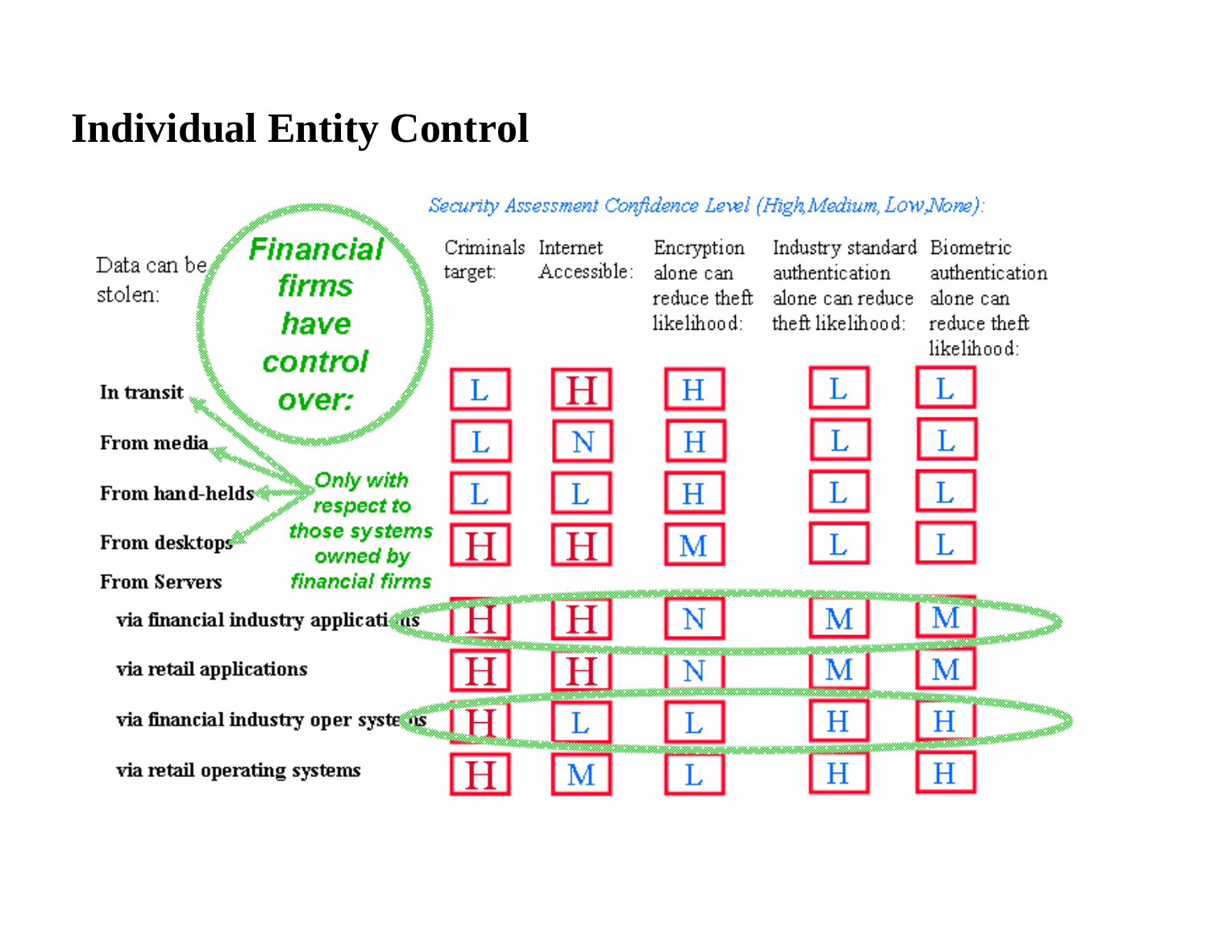# Individual Entity Control

*Security Assessment Confidence Level (High, Medium, Low, None):*

| Data can be stolen: | Criminals target: | Internet Accessible: | Encryption alone can reduce theft likelihood: | Industry standard authentication alone can reduce theft likelihood: | Biometric authentication alone can reduce theft likelihood: |
|---|---|---|---|---|---|
| **In transit** | L | H | H | L | L |
| **From media** | L | N | H | L | L |
| **From hand-helds** | L | L | H | L | L |
| **From desktops** | H | H | M | L | L |
| **From Servers** | | | | | |
| **via financial industry applications** | H | H | N | M | M |
| **via retail applications** | H | H | N | M | M |
| **via financial industry oper systems** | H | L | L | H | H |
| **via retail operating systems** | H | M | L | H | H |

*Financial firms have control over:* In transit, From media, From hand-helds, From desktops — *Only with respect to those systems owned by financial firms*; via financial industry applications; via financial industry oper systems.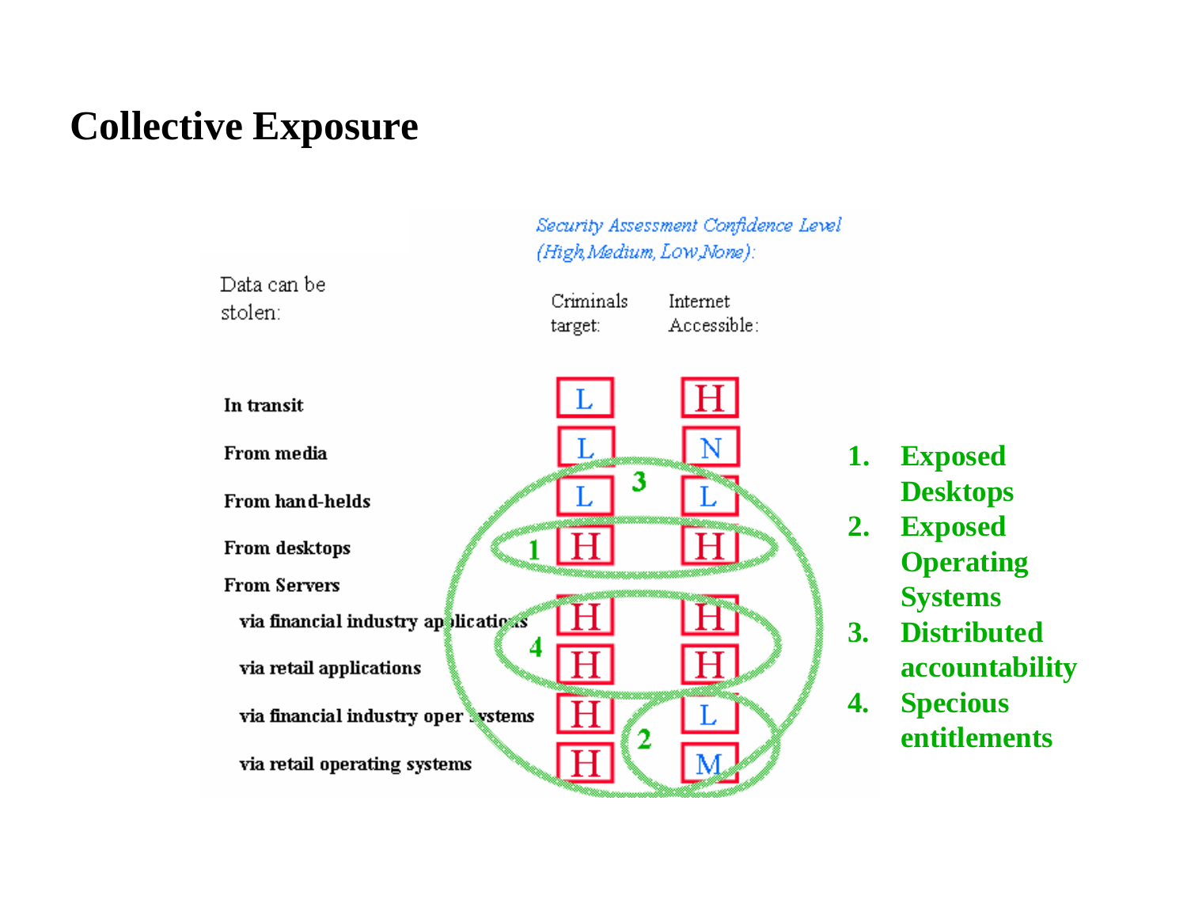# Collective Exposure

*Security Assessment Confidence Level (High, Medium, Low, None):*

| Data can be stolen: | Criminals target: | Internet Accessible: |
|---|---|---|
| **In transit** | L | H |
| **From media** | L | N |
| **From hand-helds** | L | L |
| **From desktops** | H | H |
| **From Servers** | | |
| **via financial industry applications** | H | H |
| **via retail applications** | H | H |
| **via financial industry oper systems** | H | L |
| **via retail operating systems** | H | M |

1. **Exposed Desktops**
2. **Exposed Operating Systems**
3. **Distributed accountability**
4. **Specious entitlements**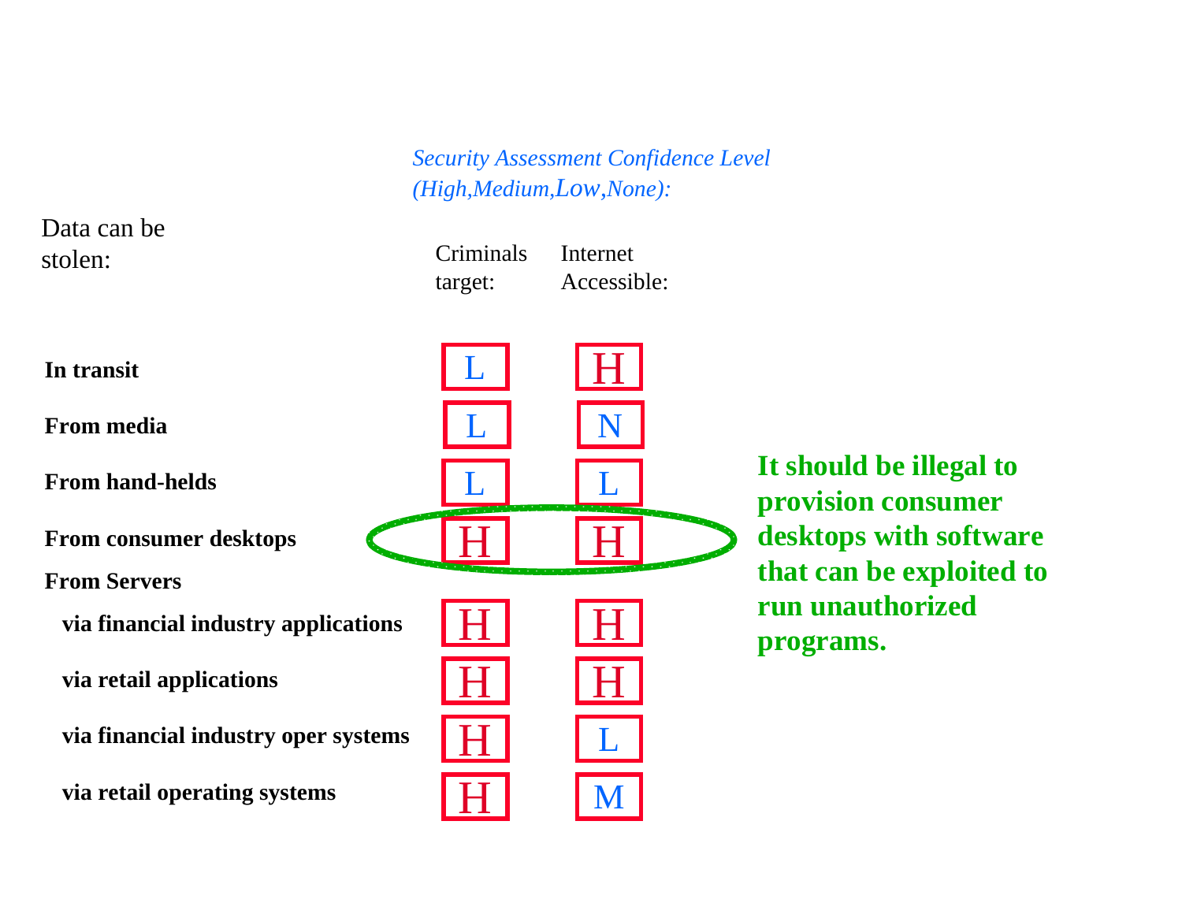*Security Assessment Confidence Level (High,Medium,Low,None):*

| Data can be stolen: | Criminals target: | Internet Accessible: |
|---|---|---|
| **In transit** | L | H |
| **From media** | L | N |
| **From hand-helds** | L | L |
| **From consumer desktops** | H | H |
| **From Servers** | | |
| **via financial industry applications** | H | H |
| **via retail applications** | H | H |
| **via financial industry oper systems** | H | L |
| **via retail operating systems** | H | M |

**It should be illegal to provision consumer desktops with software that can be exploited to run unauthorized programs.**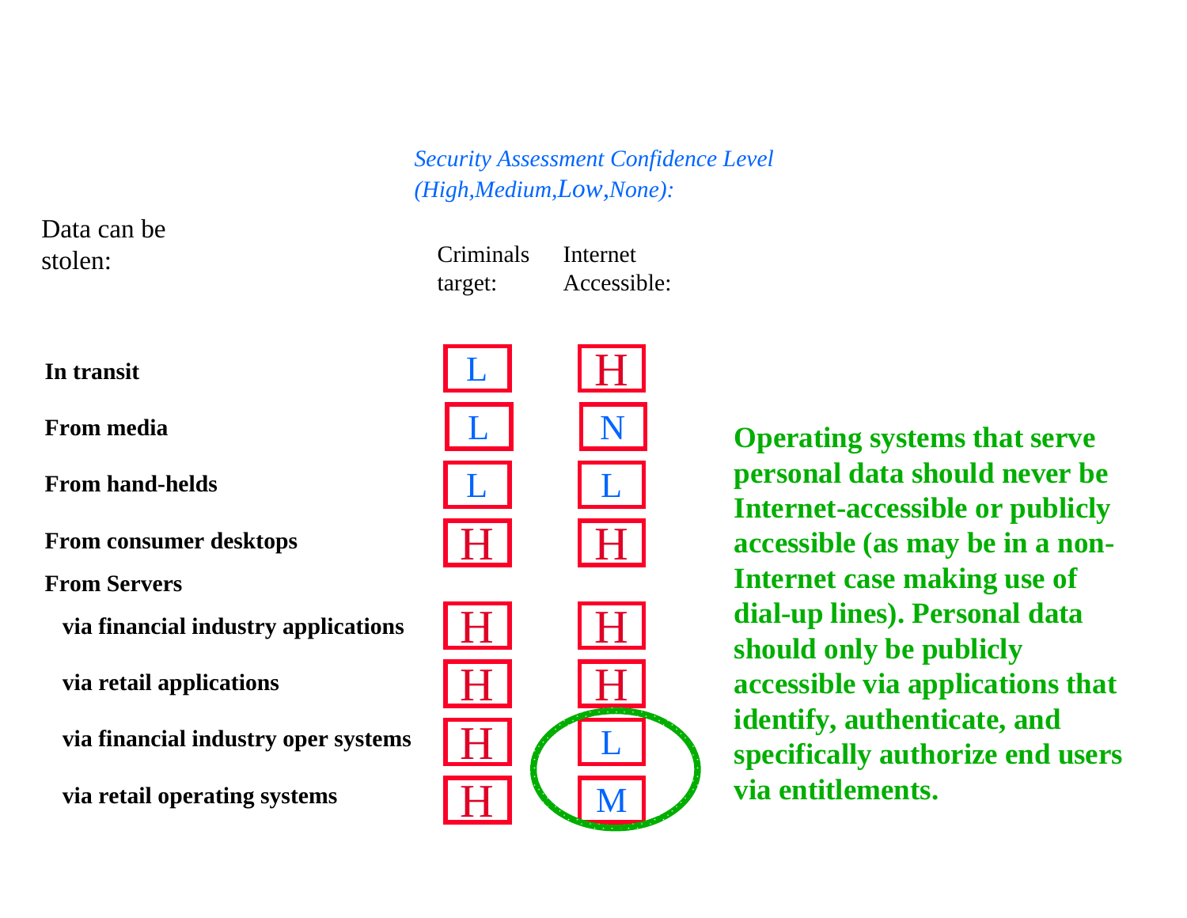*Security Assessment Confidence Level (High,Medium,Low,None):*

| Data can be stolen: | Criminals target: | Internet Accessible: |
|---|---|---|
| **In transit** | L | H |
| **From media** | L | N |
| **From hand-helds** | L | L |
| **From consumer desktops** | H | H |
| **From Servers** | | |
| **via financial industry applications** | H | H |
| **via retail applications** | H | H |
| **via financial industry oper systems** | H | L |
| **via retail operating systems** | H | M |

**Operating systems that serve personal data should never be Internet-accessible or publicly accessible (as may be in a non-Internet case making use of dial-up lines). Personal data should only be publicly accessible via applications that identify, authenticate, and specifically authorize end users via entitlements.**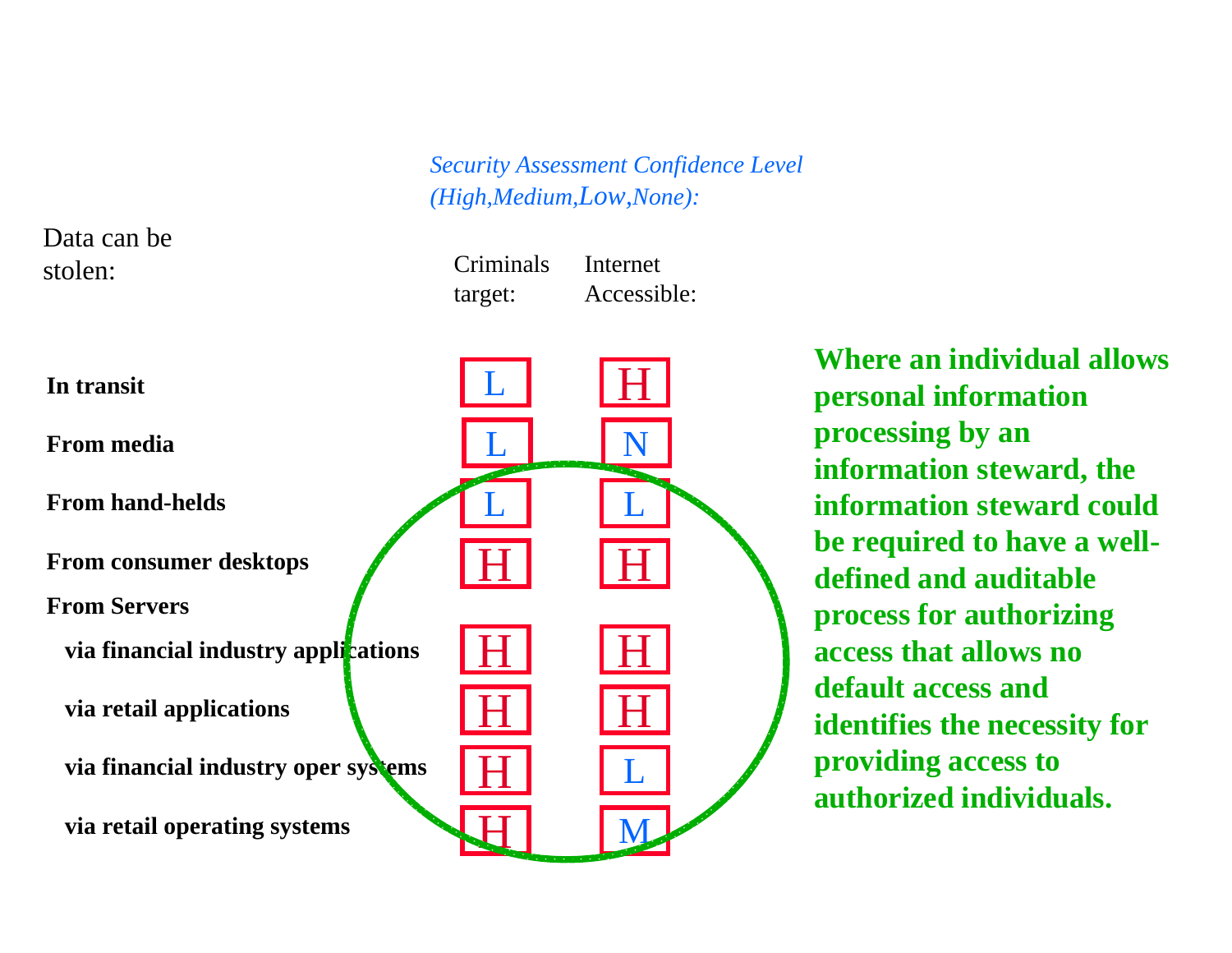*Security Assessment Confidence Level (High,Medium,Low,None):*

| Data can be stolen: | Criminals target: | Internet Accessible: |
| --- | --- | --- |
| **In transit** | L | H |
| **From media** | L | N |
| **From hand-helds** | L | L |
| **From consumer desktops** | H | H |
| **From Servers** | | |
| **via financial industry applications** | H | H |
| **via retail applications** | H | H |
| **via financial industry oper systems** | H | L |
| **via retail operating systems** | H | M |

**Where an individual allows personal information processing by an information steward, the information steward could be required to have a well-defined and auditable process for authorizing access that allows no default access and identifies the necessity for providing access to authorized individuals.**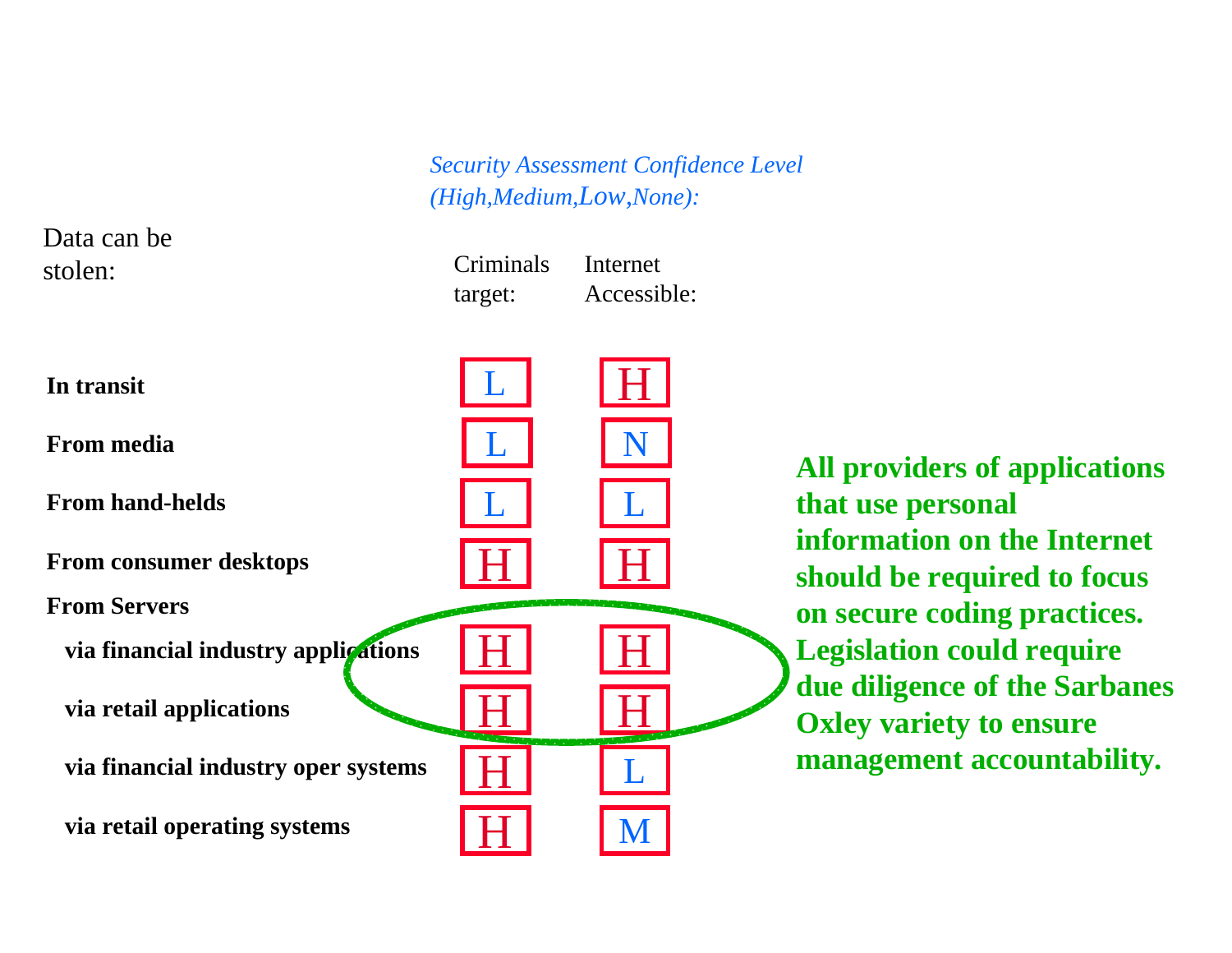*Security Assessment Confidence Level (High,Medium,Low,None):*

| Data can be stolen: | Criminals target: | Internet Accessible: |
|---|---|---|
| **In transit** | L | H |
| **From media** | L | N |
| **From hand-helds** | L | L |
| **From consumer desktops** | H | H |
| **From Servers** | | |
| **via financial industry applications** | H | H |
| **via retail applications** | H | H |
| **via financial industry oper systems** | H | L |
| **via retail operating systems** | H | M |

**All providers of applications that use personal information on the Internet should be required to focus on secure coding practices. Legislation could require due diligence of the Sarbanes Oxley variety to ensure management accountability.**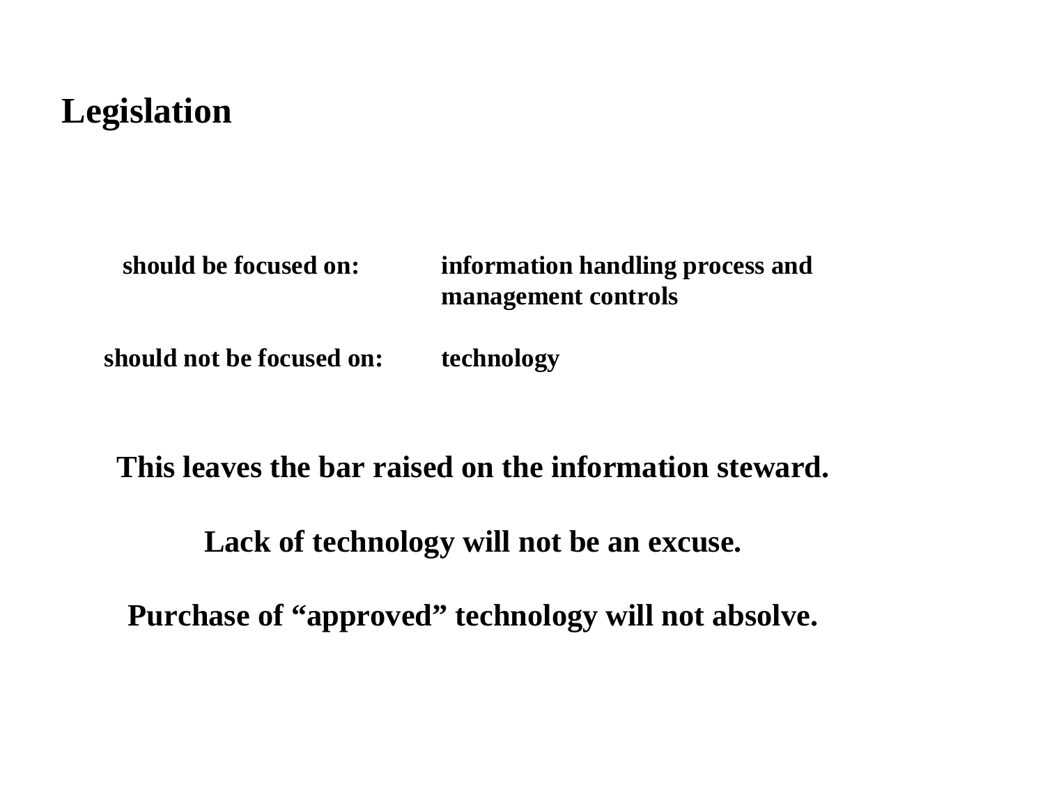# Legislation

| | |
|---|---|
| **should be focused on:** | **information handling process and management controls** |
| **should not be focused on:** | **technology** |

**This leaves the bar raised on the information steward.**

**Lack of technology will not be an excuse.**

**Purchase of “approved” technology will not absolve.**